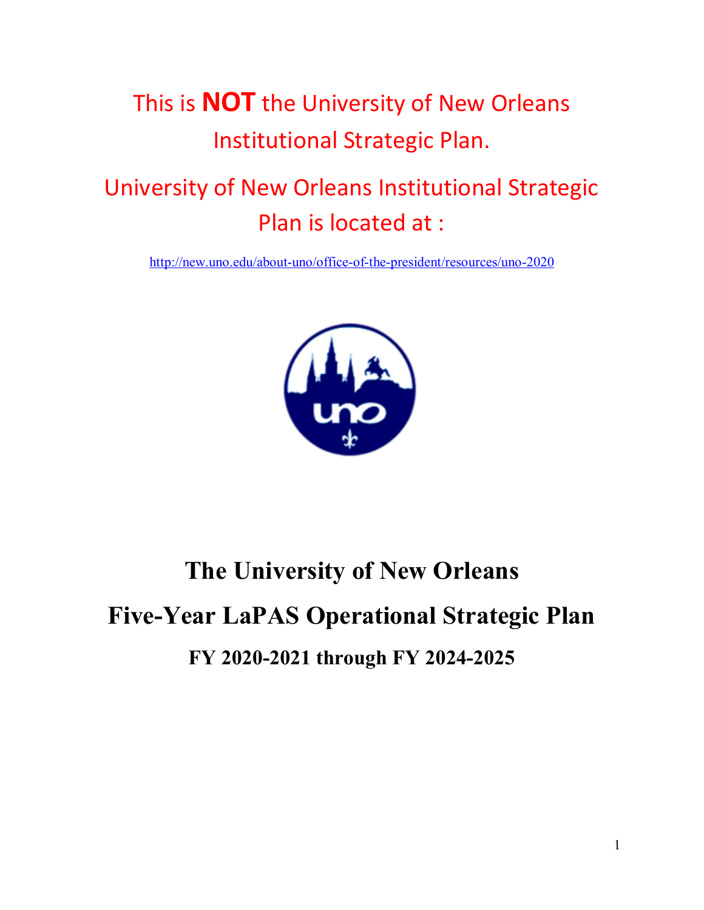This is **NOT** the University of New Orleans Institutional Strategic Plan.

University of New Orleans Institutional Strategic Plan is located at :

http://new.uno.edu/about-uno/office-of-the-president/resources/uno-2020

# The University of New Orleans

# Five-Year LaPAS Operational Strategic Plan

## FY 2020-2021 through FY 2024-2025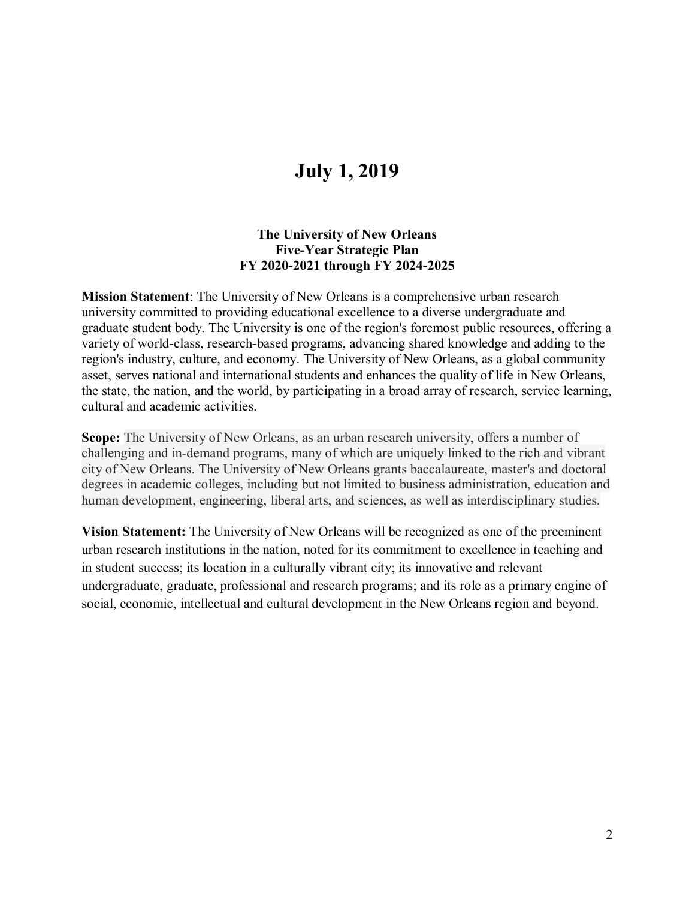# July 1, 2019

### The University of New Orleans
### Five-Year Strategic Plan
### FY 2020-2021 through FY 2024-2025

**Mission Statement**: The University of New Orleans is a comprehensive urban research university committed to providing educational excellence to a diverse undergraduate and graduate student body. The University is one of the region's foremost public resources, offering a variety of world-class, research-based programs, advancing shared knowledge and adding to the region's industry, culture, and economy. The University of New Orleans, as a global community asset, serves national and international students and enhances the quality of life in New Orleans, the state, the nation, and the world, by participating in a broad array of research, service learning, cultural and academic activities.

**Scope:** The University of New Orleans, as an urban research university, offers a number of challenging and in-demand programs, many of which are uniquely linked to the rich and vibrant city of New Orleans. The University of New Orleans grants baccalaureate, master's and doctoral degrees in academic colleges, including but not limited to business administration, education and human development, engineering, liberal arts, and sciences, as well as interdisciplinary studies.

**Vision Statement:** The University of New Orleans will be recognized as one of the preeminent urban research institutions in the nation, noted for its commitment to excellence in teaching and in student success; its location in a culturally vibrant city; its innovative and relevant undergraduate, graduate, professional and research programs; and its role as a primary engine of social, economic, intellectual and cultural development in the New Orleans region and beyond.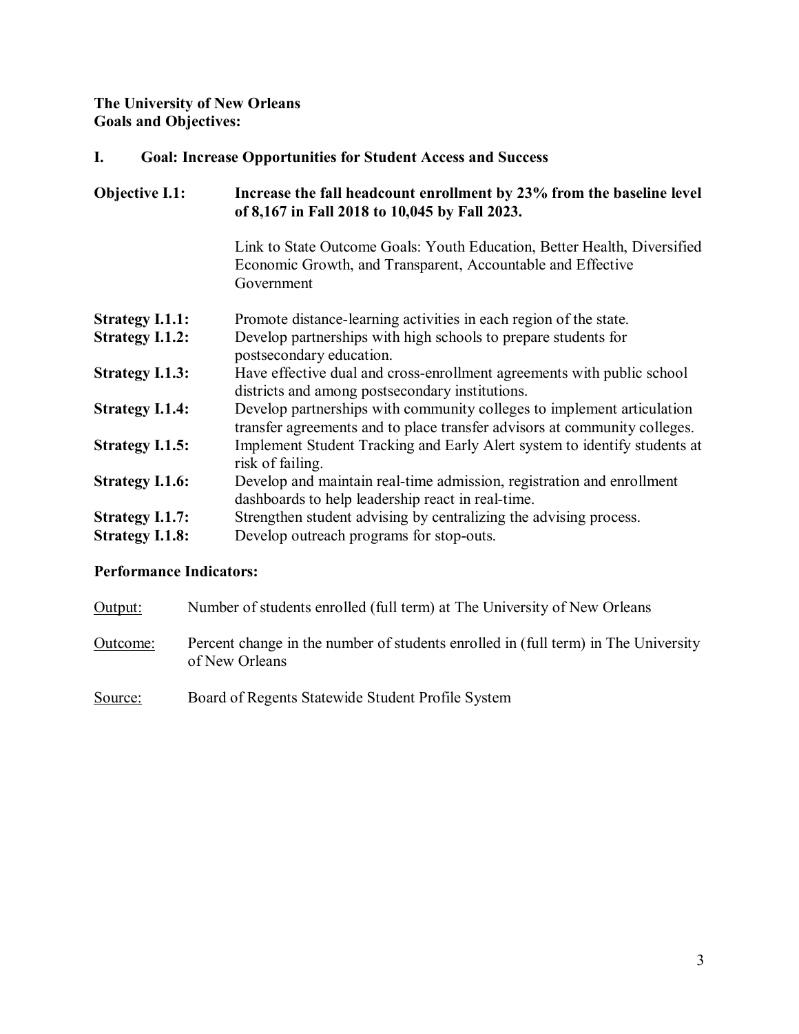**The University of New Orleans**
**Goals and Objectives:**

## I. Goal: Increase Opportunities for Student Access and Success

**Objective I.1:** **Increase the fall headcount enrollment by 23% from the baseline level of 8,167 in Fall 2018 to 10,045 by Fall 2023.**

Link to State Outcome Goals: Youth Education, Better Health, Diversified Economic Growth, and Transparent, Accountable and Effective Government

**Strategy I.1.1:** Promote distance-learning activities in each region of the state.

**Strategy I.1.2:** Develop partnerships with high schools to prepare students for postsecondary education.

**Strategy I.1.3:** Have effective dual and cross-enrollment agreements with public school districts and among postsecondary institutions.

**Strategy I.1.4:** Develop partnerships with community colleges to implement articulation transfer agreements and to place transfer advisors at community colleges.

**Strategy I.1.5:** Implement Student Tracking and Early Alert system to identify students at risk of failing.

**Strategy I.1.6:** Develop and maintain real-time admission, registration and enrollment dashboards to help leadership react in real-time.

**Strategy I.1.7:** Strengthen student advising by centralizing the advising process.

**Strategy I.1.8:** Develop outreach programs for stop-outs.

**Performance Indicators:**

Output: Number of students enrolled (full term) at The University of New Orleans

Outcome: Percent change in the number of students enrolled in (full term) in The University of New Orleans

Source: Board of Regents Statewide Student Profile System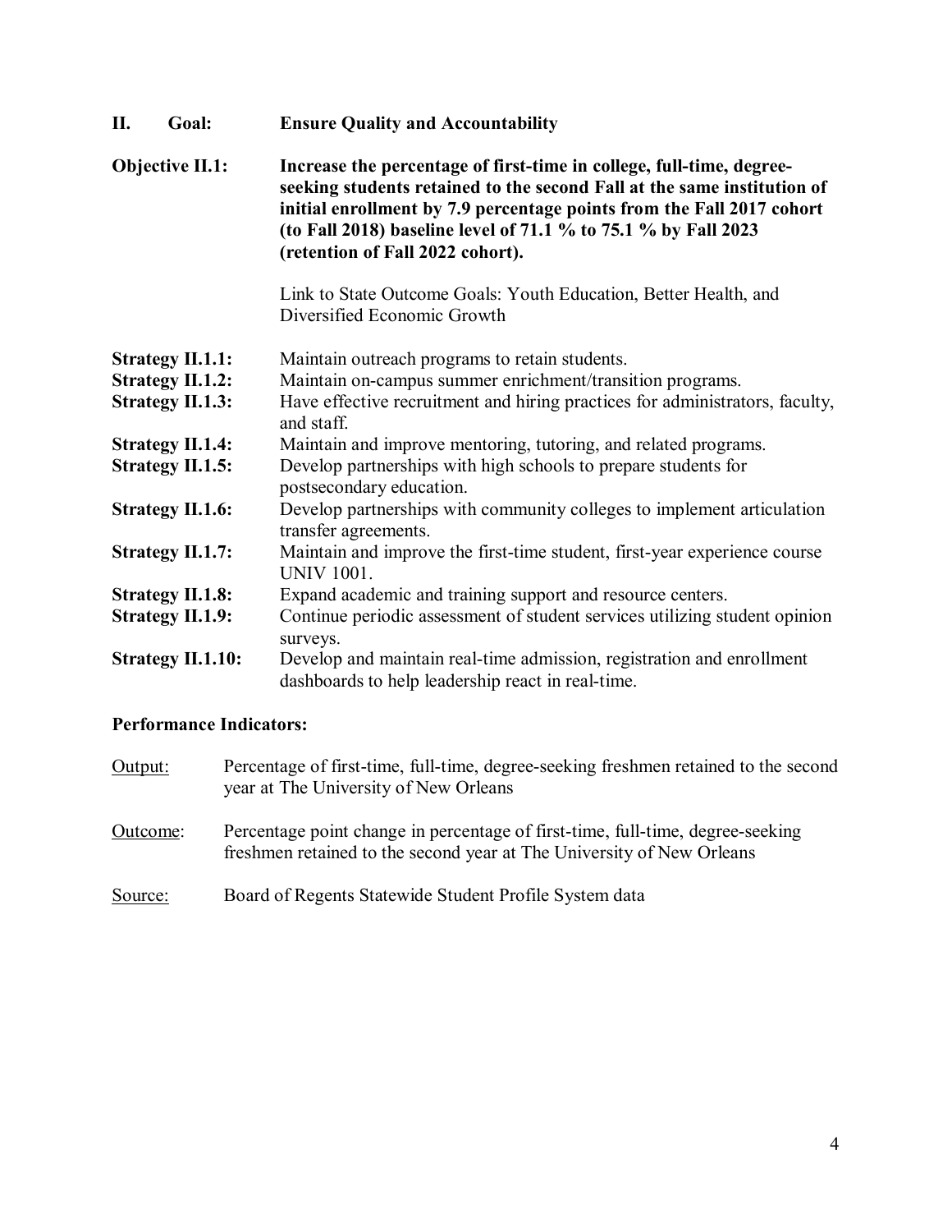**II. Goal: Ensure Quality and Accountability**

**Objective II.1:** **Increase the percentage of first-time in college, full-time, degree-seeking students retained to the second Fall at the same institution of initial enrollment by 7.9 percentage points from the Fall 2017 cohort (to Fall 2018) baseline level of 71.1 % to 75.1 % by Fall 2023 (retention of Fall 2022 cohort).**

Link to State Outcome Goals: Youth Education, Better Health, and Diversified Economic Growth

**Strategy II.1.1:** Maintain outreach programs to retain students.
**Strategy II.1.2:** Maintain on-campus summer enrichment/transition programs.
**Strategy II.1.3:** Have effective recruitment and hiring practices for administrators, faculty, and staff.
**Strategy II.1.4:** Maintain and improve mentoring, tutoring, and related programs.
**Strategy II.1.5:** Develop partnerships with high schools to prepare students for postsecondary education.
**Strategy II.1.6:** Develop partnerships with community colleges to implement articulation transfer agreements.
**Strategy II.1.7:** Maintain and improve the first-time student, first-year experience course UNIV 1001.
**Strategy II.1.8:** Expand academic and training support and resource centers.
**Strategy II.1.9:** Continue periodic assessment of student services utilizing student opinion surveys.
**Strategy II.1.10:** Develop and maintain real-time admission, registration and enrollment dashboards to help leadership react in real-time.

**Performance Indicators:**

Output: Percentage of first-time, full-time, degree-seeking freshmen retained to the second year at The University of New Orleans

Outcome: Percentage point change in percentage of first-time, full-time, degree-seeking freshmen retained to the second year at The University of New Orleans

Source: Board of Regents Statewide Student Profile System data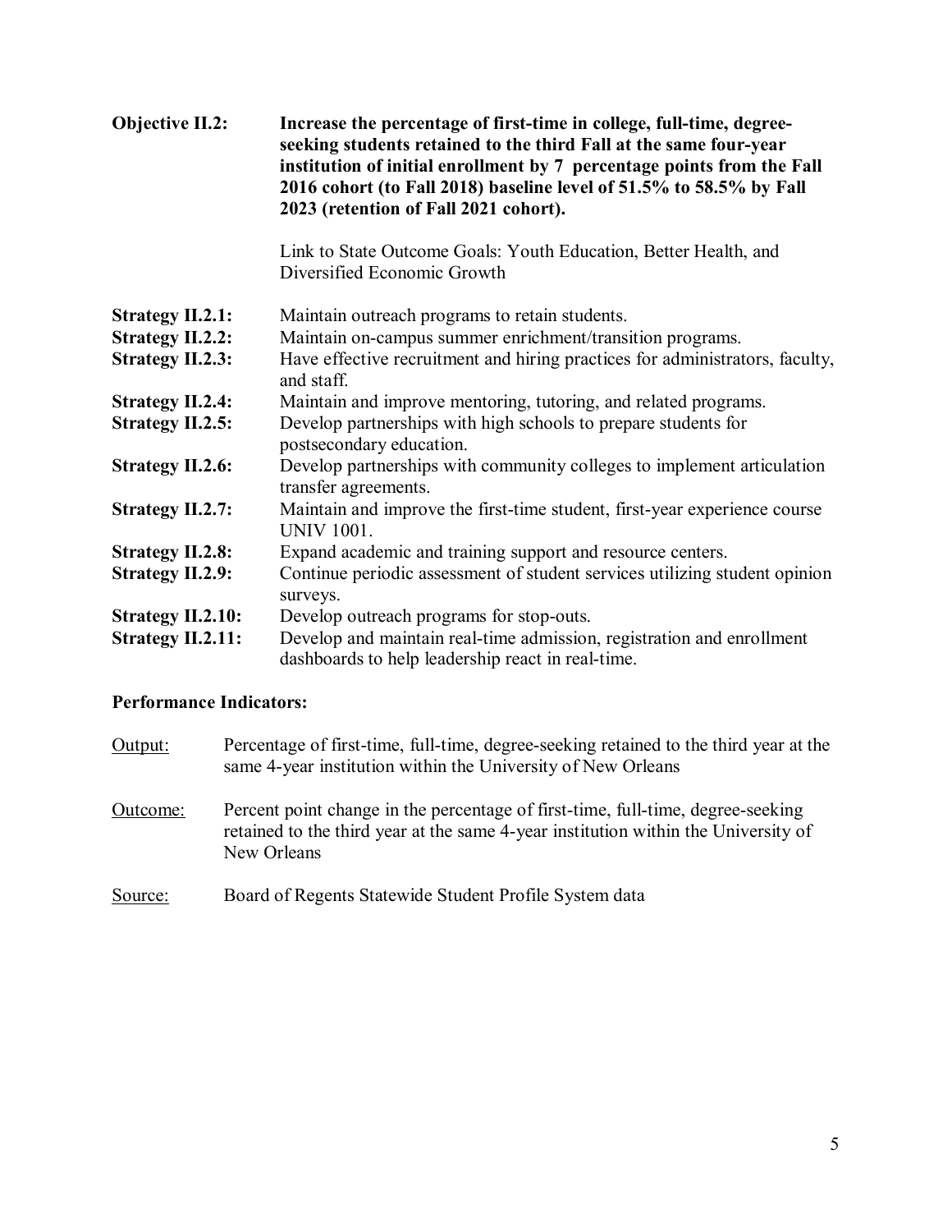**Objective II.2:** **Increase the percentage of first-time in college, full-time, degree-seeking students retained to the third Fall at the same four-year institution of initial enrollment by 7 percentage points from the Fall 2016 cohort (to Fall 2018) baseline level of 51.5% to 58.5% by Fall 2023 (retention of Fall 2021 cohort).**

Link to State Outcome Goals: Youth Education, Better Health, and Diversified Economic Growth

**Strategy II.2.1:** Maintain outreach programs to retain students.
**Strategy II.2.2:** Maintain on-campus summer enrichment/transition programs.
**Strategy II.2.3:** Have effective recruitment and hiring practices for administrators, faculty, and staff.
**Strategy II.2.4:** Maintain and improve mentoring, tutoring, and related programs.
**Strategy II.2.5:** Develop partnerships with high schools to prepare students for postsecondary education.
**Strategy II.2.6:** Develop partnerships with community colleges to implement articulation transfer agreements.
**Strategy II.2.7:** Maintain and improve the first-time student, first-year experience course UNIV 1001.
**Strategy II.2.8:** Expand academic and training support and resource centers.
**Strategy II.2.9:** Continue periodic assessment of student services utilizing student opinion surveys.
**Strategy II.2.10:** Develop outreach programs for stop-outs.
**Strategy II.2.11:** Develop and maintain real-time admission, registration and enrollment dashboards to help leadership react in real-time.

**Performance Indicators:**

Output: Percentage of first-time, full-time, degree-seeking retained to the third year at the same 4-year institution within the University of New Orleans

Outcome: Percent point change in the percentage of first-time, full-time, degree-seeking retained to the third year at the same 4-year institution within the University of New Orleans

Source: Board of Regents Statewide Student Profile System data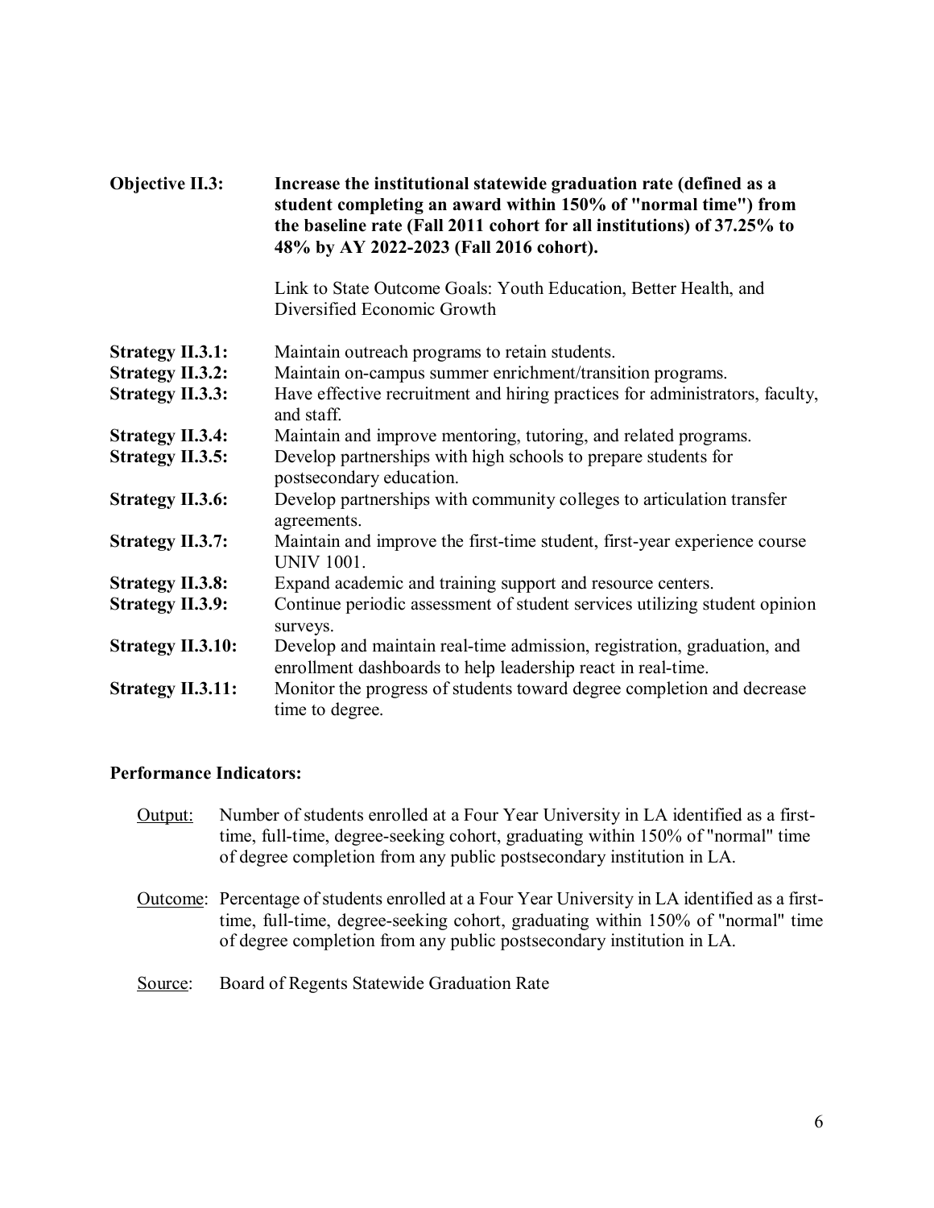**Objective II.3:** **Increase the institutional statewide graduation rate (defined as a student completing an award within 150% of "normal time") from the baseline rate (Fall 2011 cohort for all institutions) of 37.25% to 48% by AY 2022-2023 (Fall 2016 cohort).**

Link to State Outcome Goals: Youth Education, Better Health, and Diversified Economic Growth

**Strategy II.3.1:** Maintain outreach programs to retain students.

**Strategy II.3.2:** Maintain on-campus summer enrichment/transition programs.

**Strategy II.3.3:** Have effective recruitment and hiring practices for administrators, faculty, and staff.

**Strategy II.3.4:** Maintain and improve mentoring, tutoring, and related programs.

**Strategy II.3.5:** Develop partnerships with high schools to prepare students for postsecondary education.

**Strategy II.3.6:** Develop partnerships with community colleges to articulation transfer agreements.

**Strategy II.3.7:** Maintain and improve the first-time student, first-year experience course UNIV 1001.

**Strategy II.3.8:** Expand academic and training support and resource centers.

**Strategy II.3.9:** Continue periodic assessment of student services utilizing student opinion surveys.

**Strategy II.3.10:** Develop and maintain real-time admission, registration, graduation, and enrollment dashboards to help leadership react in real-time.

**Strategy II.3.11:** Monitor the progress of students toward degree completion and decrease time to degree.

**Performance Indicators:**

Output: Number of students enrolled at a Four Year University in LA identified as a first-time, full-time, degree-seeking cohort, graduating within 150% of "normal" time of degree completion from any public postsecondary institution in LA.

Outcome: Percentage of students enrolled at a Four Year University in LA identified as a first-time, full-time, degree-seeking cohort, graduating within 150% of "normal" time of degree completion from any public postsecondary institution in LA.

Source: Board of Regents Statewide Graduation Rate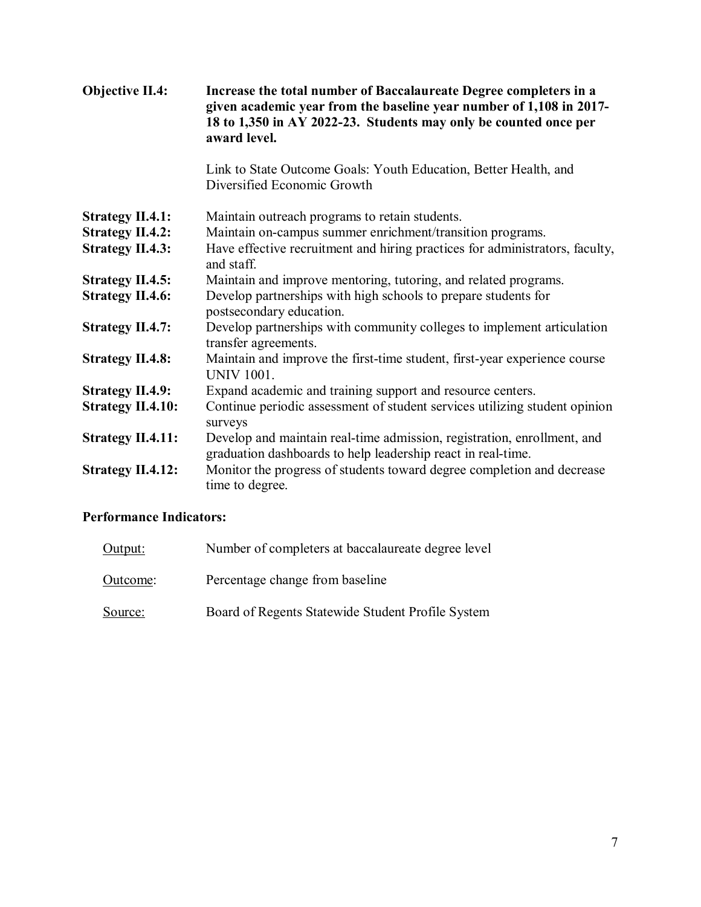**Objective II.4:** **Increase the total number of Baccalaureate Degree completers in a given academic year from the baseline year number of 1,108 in 2017-18 to 1,350 in AY 2022-23. Students may only be counted once per award level.**

Link to State Outcome Goals: Youth Education, Better Health, and Diversified Economic Growth

**Strategy II.4.1:** Maintain outreach programs to retain students.

**Strategy II.4.2:** Maintain on-campus summer enrichment/transition programs.

**Strategy II.4.3:** Have effective recruitment and hiring practices for administrators, faculty, and staff.

**Strategy II.4.5:** Maintain and improve mentoring, tutoring, and related programs.

**Strategy II.4.6:** Develop partnerships with high schools to prepare students for postsecondary education.

**Strategy II.4.7:** Develop partnerships with community colleges to implement articulation transfer agreements.

**Strategy II.4.8:** Maintain and improve the first-time student, first-year experience course UNIV 1001.

**Strategy II.4.9:** Expand academic and training support and resource centers.

**Strategy II.4.10:** Continue periodic assessment of student services utilizing student opinion surveys

**Strategy II.4.11:** Develop and maintain real-time admission, registration, enrollment, and graduation dashboards to help leadership react in real-time.

**Strategy II.4.12:** Monitor the progress of students toward degree completion and decrease time to degree.

**Performance Indicators:**

Output: Number of completers at baccalaureate degree level

Outcome: Percentage change from baseline

Source: Board of Regents Statewide Student Profile System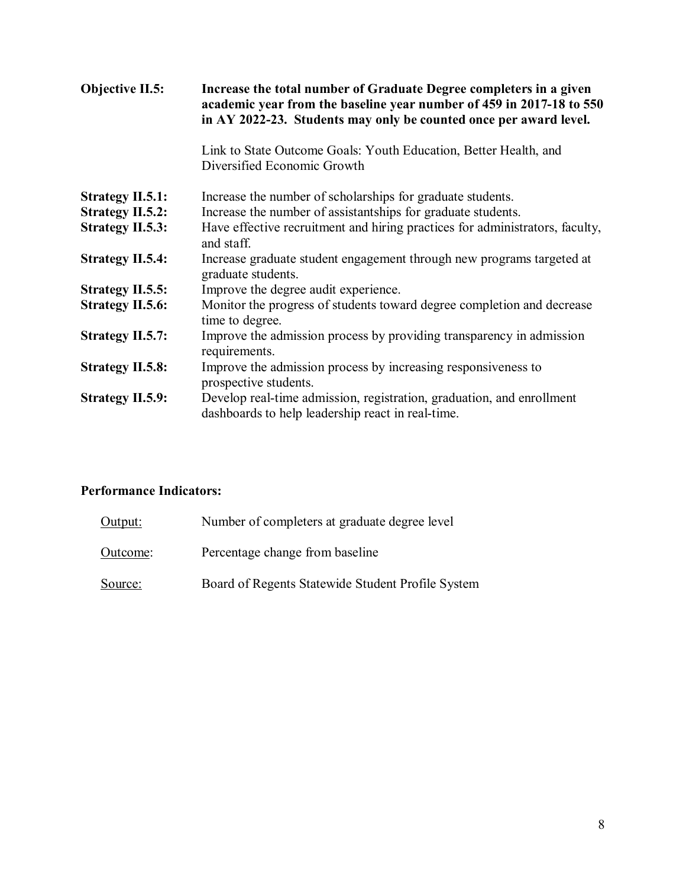**Objective II.5:** **Increase the total number of Graduate Degree completers in a given academic year from the baseline year number of 459 in 2017-18 to 550 in AY 2022-23. Students may only be counted once per award level.**

Link to State Outcome Goals: Youth Education, Better Health, and Diversified Economic Growth

**Strategy II.5.1:** Increase the number of scholarships for graduate students.
**Strategy II.5.2:** Increase the number of assistantships for graduate students.
**Strategy II.5.3:** Have effective recruitment and hiring practices for administrators, faculty, and staff.
**Strategy II.5.4:** Increase graduate student engagement through new programs targeted at graduate students.
**Strategy II.5.5:** Improve the degree audit experience.
**Strategy II.5.6:** Monitor the progress of students toward degree completion and decrease time to degree.
**Strategy II.5.7:** Improve the admission process by providing transparency in admission requirements.
**Strategy II.5.8:** Improve the admission process by increasing responsiveness to prospective students.
**Strategy II.5.9:** Develop real-time admission, registration, graduation, and enrollment dashboards to help leadership react in real-time.

**Performance Indicators:**

Output: Number of completers at graduate degree level

Outcome: Percentage change from baseline

Source: Board of Regents Statewide Student Profile System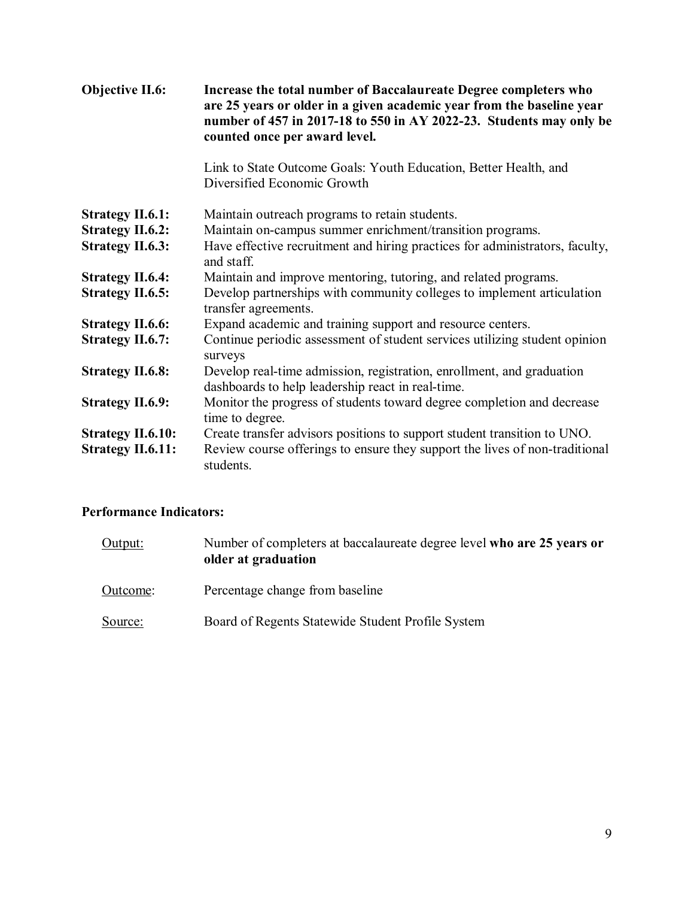**Objective II.6:** **Increase the total number of Baccalaureate Degree completers who are 25 years or older in a given academic year from the baseline year number of 457 in 2017-18 to 550 in AY 2022-23. Students may only be counted once per award level.**

Link to State Outcome Goals: Youth Education, Better Health, and Diversified Economic Growth

**Strategy II.6.1:** Maintain outreach programs to retain students.

**Strategy II.6.2:** Maintain on-campus summer enrichment/transition programs.

**Strategy II.6.3:** Have effective recruitment and hiring practices for administrators, faculty, and staff.

**Strategy II.6.4:** Maintain and improve mentoring, tutoring, and related programs.

**Strategy II.6.5:** Develop partnerships with community colleges to implement articulation transfer agreements.

**Strategy II.6.6:** Expand academic and training support and resource centers.

**Strategy II.6.7:** Continue periodic assessment of student services utilizing student opinion surveys

**Strategy II.6.8:** Develop real-time admission, registration, enrollment, and graduation dashboards to help leadership react in real-time.

**Strategy II.6.9:** Monitor the progress of students toward degree completion and decrease time to degree.

**Strategy II.6.10:** Create transfer advisors positions to support student transition to UNO.

**Strategy II.6.11:** Review course offerings to ensure they support the lives of non-traditional students.

**Performance Indicators:**

Output: Number of completers at baccalaureate degree level **who are 25 years or older at graduation**

Outcome: Percentage change from baseline

Source: Board of Regents Statewide Student Profile System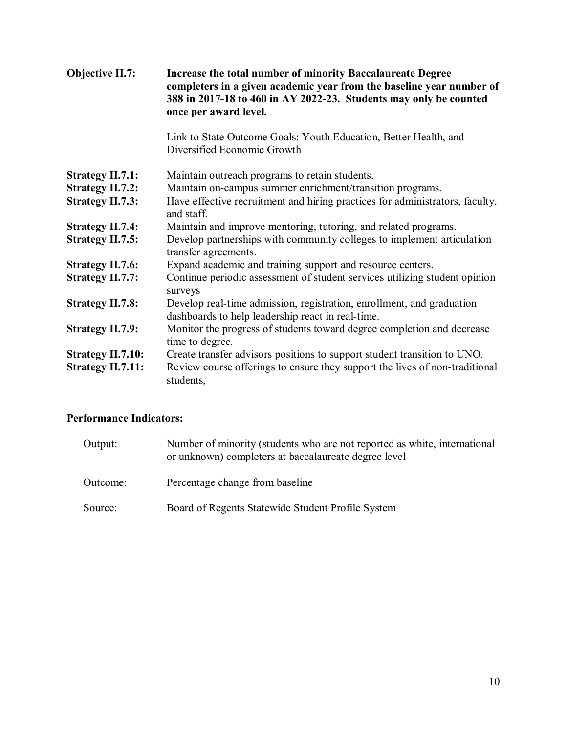**Objective II.7:** **Increase the total number of minority Baccalaureate Degree completers in a given academic year from the baseline year number of 388 in 2017-18 to 460 in AY 2022-23. Students may only be counted once per award level.**

Link to State Outcome Goals: Youth Education, Better Health, and Diversified Economic Growth

**Strategy II.7.1:** Maintain outreach programs to retain students.

**Strategy II.7.2:** Maintain on-campus summer enrichment/transition programs.

**Strategy II.7.3:** Have effective recruitment and hiring practices for administrators, faculty, and staff.

**Strategy II.7.4:** Maintain and improve mentoring, tutoring, and related programs.

**Strategy II.7.5:** Develop partnerships with community colleges to implement articulation transfer agreements.

**Strategy II.7.6:** Expand academic and training support and resource centers.

**Strategy II.7.7:** Continue periodic assessment of student services utilizing student opinion surveys

**Strategy II.7.8:** Develop real-time admission, registration, enrollment, and graduation dashboards to help leadership react in real-time.

**Strategy II.7.9:** Monitor the progress of students toward degree completion and decrease time to degree.

**Strategy II.7.10:** Create transfer advisors positions to support student transition to UNO.

**Strategy II.7.11:** Review course offerings to ensure they support the lives of non-traditional students,

**Performance Indicators:**

Output: Number of minority (students who are not reported as white, international or unknown) completers at baccalaureate degree level

Outcome: Percentage change from baseline

Source: Board of Regents Statewide Student Profile System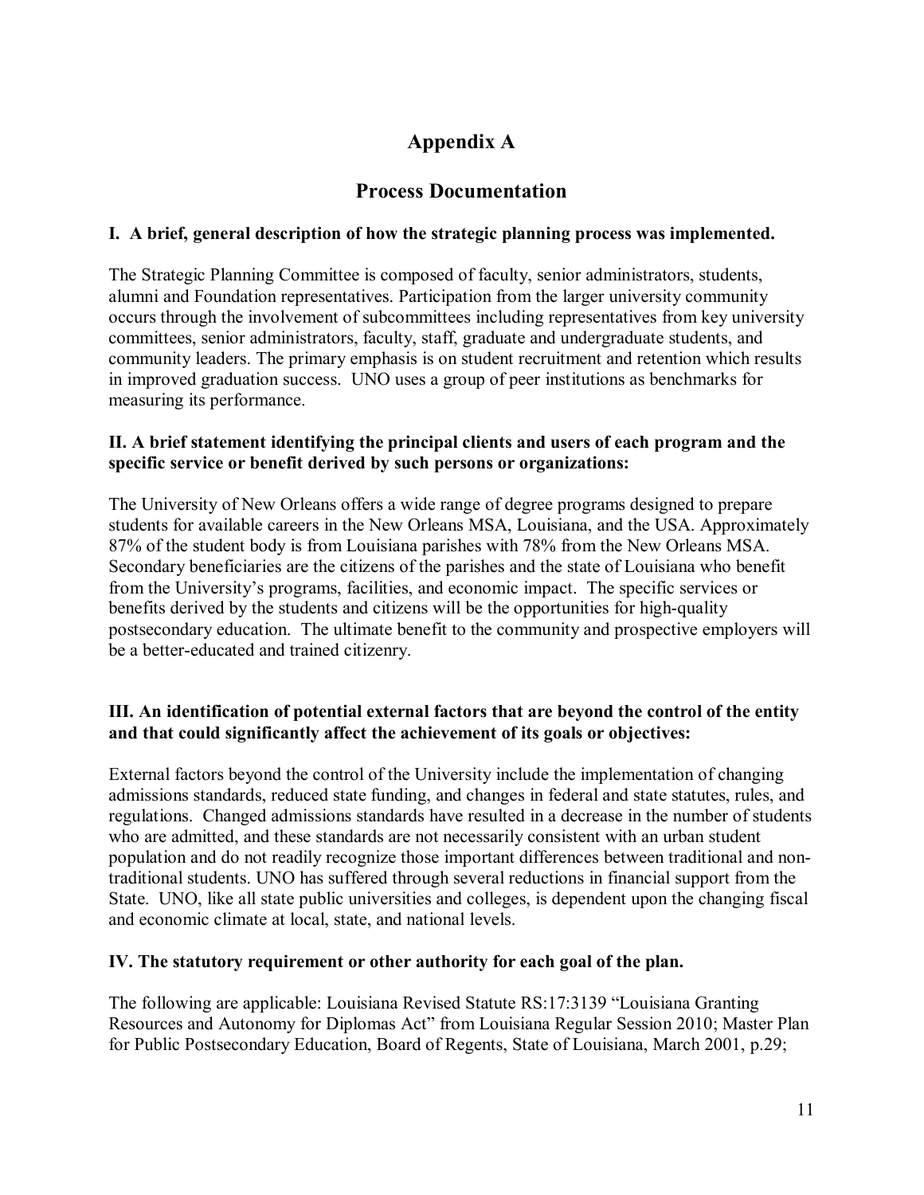# Appendix A

## Process Documentation

**I. A brief, general description of how the strategic planning process was implemented.**

The Strategic Planning Committee is composed of faculty, senior administrators, students, alumni and Foundation representatives. Participation from the larger university community occurs through the involvement of subcommittees including representatives from key university committees, senior administrators, faculty, staff, graduate and undergraduate students, and community leaders. The primary emphasis is on student recruitment and retention which results in improved graduation success. UNO uses a group of peer institutions as benchmarks for measuring its performance.

**II. A brief statement identifying the principal clients and users of each program and the specific service or benefit derived by such persons or organizations:**

The University of New Orleans offers a wide range of degree programs designed to prepare students for available careers in the New Orleans MSA, Louisiana, and the USA. Approximately 87% of the student body is from Louisiana parishes with 78% from the New Orleans MSA. Secondary beneficiaries are the citizens of the parishes and the state of Louisiana who benefit from the University's programs, facilities, and economic impact. The specific services or benefits derived by the students and citizens will be the opportunities for high-quality postsecondary education. The ultimate benefit to the community and prospective employers will be a better-educated and trained citizenry.

**III. An identification of potential external factors that are beyond the control of the entity and that could significantly affect the achievement of its goals or objectives:**

External factors beyond the control of the University include the implementation of changing admissions standards, reduced state funding, and changes in federal and state statutes, rules, and regulations. Changed admissions standards have resulted in a decrease in the number of students who are admitted, and these standards are not necessarily consistent with an urban student population and do not readily recognize those important differences between traditional and non-traditional students. UNO has suffered through several reductions in financial support from the State. UNO, like all state public universities and colleges, is dependent upon the changing fiscal and economic climate at local, state, and national levels.

**IV. The statutory requirement or other authority for each goal of the plan.**

The following are applicable: Louisiana Revised Statute RS:17:3139 "Louisiana Granting Resources and Autonomy for Diplomas Act" from Louisiana Regular Session 2010; Master Plan for Public Postsecondary Education, Board of Regents, State of Louisiana, March 2001, p.29;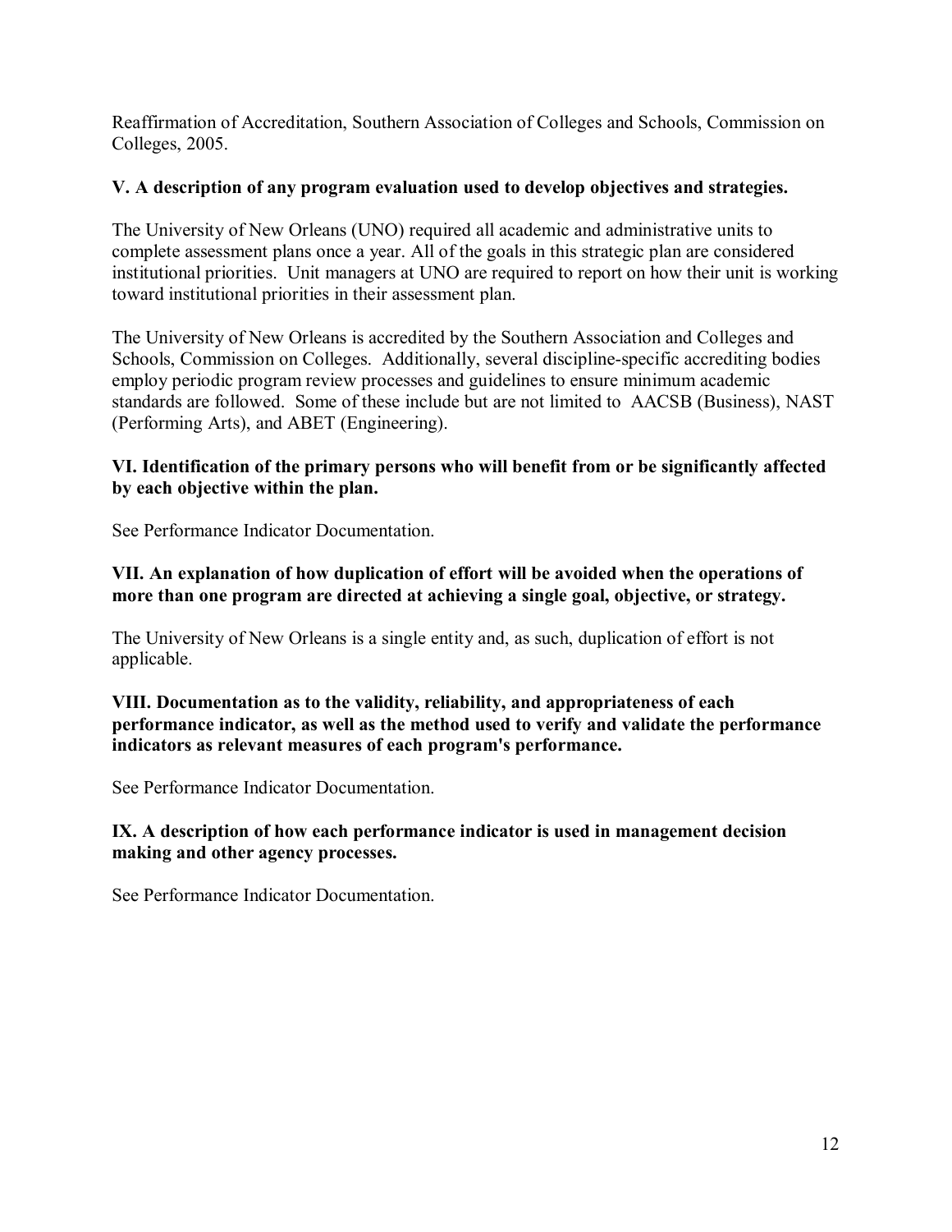Reaffirmation of Accreditation, Southern Association of Colleges and Schools, Commission on Colleges, 2005.

**V. A description of any program evaluation used to develop objectives and strategies.**

The University of New Orleans (UNO) required all academic and administrative units to complete assessment plans once a year. All of the goals in this strategic plan are considered institutional priorities. Unit managers at UNO are required to report on how their unit is working toward institutional priorities in their assessment plan.

The University of New Orleans is accredited by the Southern Association and Colleges and Schools, Commission on Colleges. Additionally, several discipline-specific accrediting bodies employ periodic program review processes and guidelines to ensure minimum academic standards are followed. Some of these include but are not limited to AACSB (Business), NAST (Performing Arts), and ABET (Engineering).

**VI. Identification of the primary persons who will benefit from or be significantly affected by each objective within the plan.**

See Performance Indicator Documentation.

**VII. An explanation of how duplication of effort will be avoided when the operations of more than one program are directed at achieving a single goal, objective, or strategy.**

The University of New Orleans is a single entity and, as such, duplication of effort is not applicable.

**VIII. Documentation as to the validity, reliability, and appropriateness of each performance indicator, as well as the method used to verify and validate the performance indicators as relevant measures of each program's performance.**

See Performance Indicator Documentation.

**IX. A description of how each performance indicator is used in management decision making and other agency processes.**

See Performance Indicator Documentation.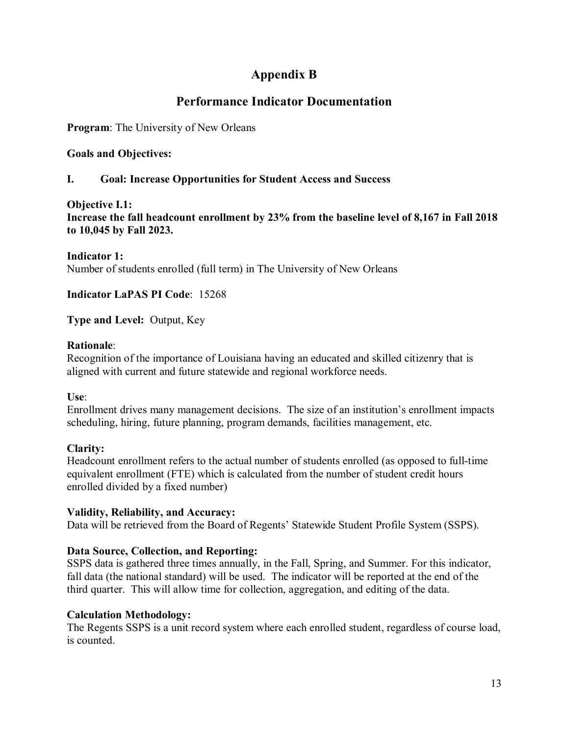# Appendix B

## Performance Indicator Documentation

**Program**: The University of New Orleans

**Goals and Objectives:**

**I. Goal: Increase Opportunities for Student Access and Success**

**Objective I.1:**
**Increase the fall headcount enrollment by 23% from the baseline level of 8,167 in Fall 2018 to 10,045 by Fall 2023.**

**Indicator 1:**
Number of students enrolled (full term) in The University of New Orleans

**Indicator LaPAS PI Code**: 15268

**Type and Level:** Output, Key

**Rationale**:
Recognition of the importance of Louisiana having an educated and skilled citizenry that is aligned with current and future statewide and regional workforce needs.

**Use**:
Enrollment drives many management decisions. The size of an institution's enrollment impacts scheduling, hiring, future planning, program demands, facilities management, etc.

**Clarity:**
Headcount enrollment refers to the actual number of students enrolled (as opposed to full-time equivalent enrollment (FTE) which is calculated from the number of student credit hours enrolled divided by a fixed number)

**Validity, Reliability, and Accuracy:**
Data will be retrieved from the Board of Regents' Statewide Student Profile System (SSPS).

**Data Source, Collection, and Reporting:**
SSPS data is gathered three times annually, in the Fall, Spring, and Summer. For this indicator, fall data (the national standard) will be used. The indicator will be reported at the end of the third quarter. This will allow time for collection, aggregation, and editing of the data.

**Calculation Methodology:**
The Regents SSPS is a unit record system where each enrolled student, regardless of course load, is counted.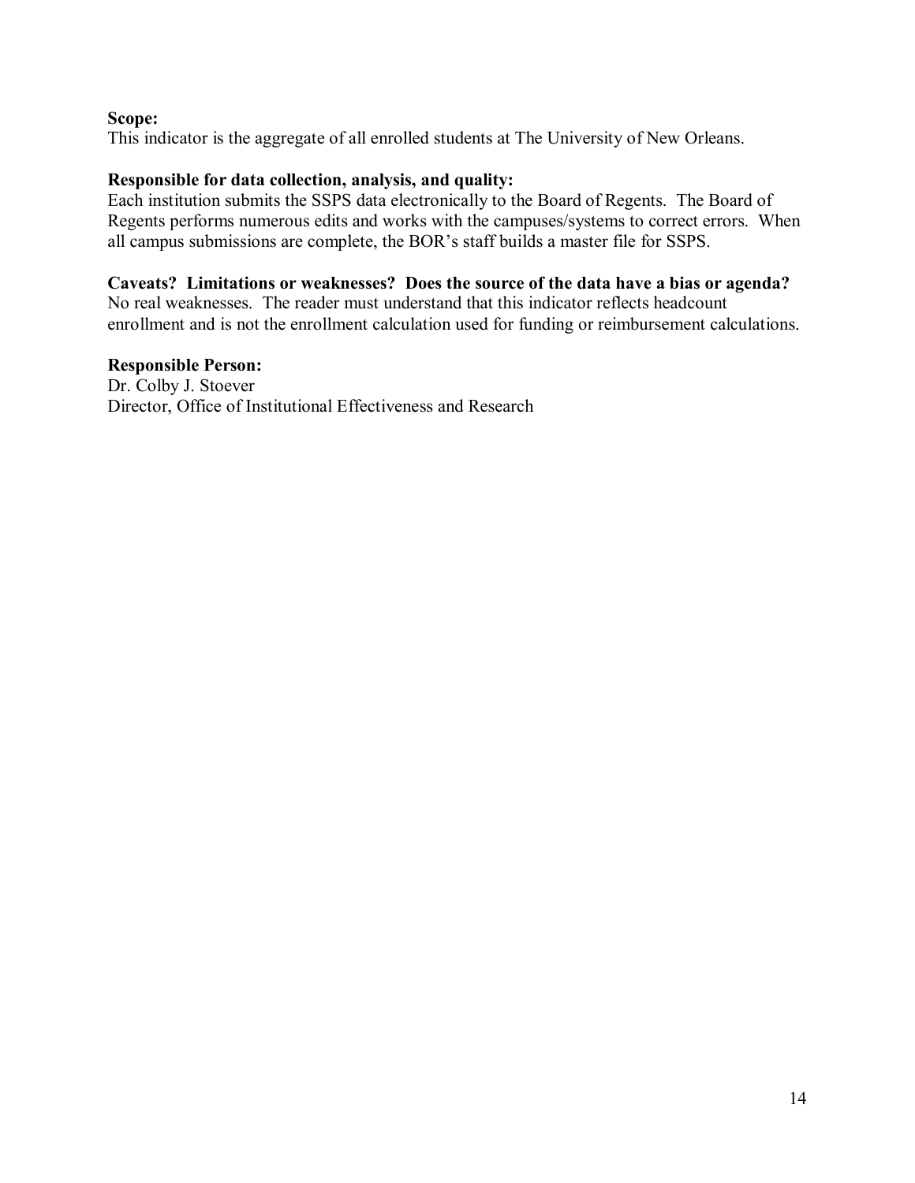**Scope:**
This indicator is the aggregate of all enrolled students at The University of New Orleans.

**Responsible for data collection, analysis, and quality:**
Each institution submits the SSPS data electronically to the Board of Regents. The Board of Regents performs numerous edits and works with the campuses/systems to correct errors. When all campus submissions are complete, the BOR's staff builds a master file for SSPS.

**Caveats? Limitations or weaknesses? Does the source of the data have a bias or agenda?**
No real weaknesses. The reader must understand that this indicator reflects headcount enrollment and is not the enrollment calculation used for funding or reimbursement calculations.

**Responsible Person:**
Dr. Colby J. Stoever
Director, Office of Institutional Effectiveness and Research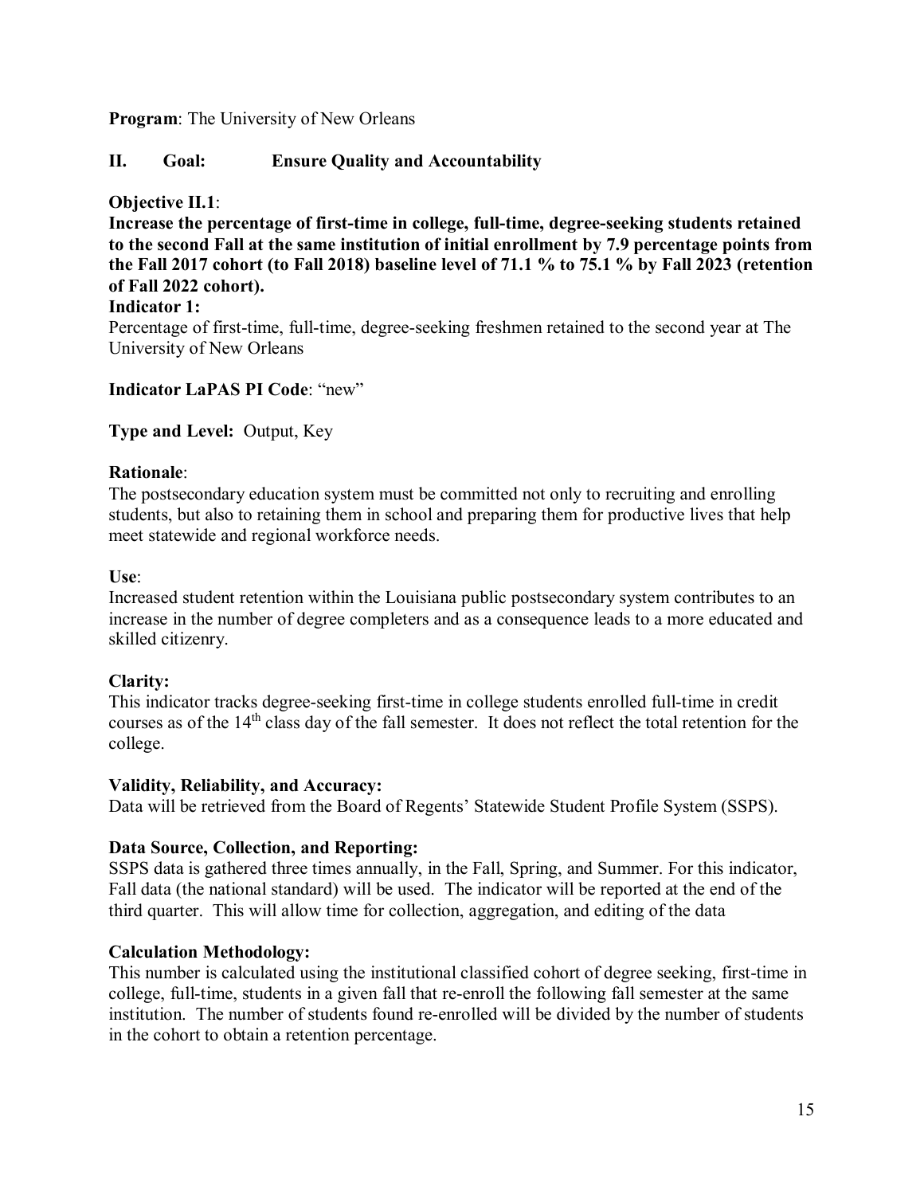**Program**: The University of New Orleans

## II. Goal: Ensure Quality and Accountability

**Objective II.1**:

**Increase the percentage of first-time in college, full-time, degree-seeking students retained to the second Fall at the same institution of initial enrollment by 7.9 percentage points from the Fall 2017 cohort (to Fall 2018) baseline level of 71.1 % to 75.1 % by Fall 2023 (retention of Fall 2022 cohort).**

**Indicator 1:**

Percentage of first-time, full-time, degree-seeking freshmen retained to the second year at The University of New Orleans

**Indicator LaPAS PI Code**: "new"

**Type and Level:** Output, Key

**Rationale**:

The postsecondary education system must be committed not only to recruiting and enrolling students, but also to retaining them in school and preparing them for productive lives that help meet statewide and regional workforce needs.

**Use**:

Increased student retention within the Louisiana public postsecondary system contributes to an increase in the number of degree completers and as a consequence leads to a more educated and skilled citizenry.

**Clarity:**

This indicator tracks degree-seeking first-time in college students enrolled full-time in credit courses as of the 14th class day of the fall semester. It does not reflect the total retention for the college.

**Validity, Reliability, and Accuracy:**

Data will be retrieved from the Board of Regents' Statewide Student Profile System (SSPS).

**Data Source, Collection, and Reporting:**

SSPS data is gathered three times annually, in the Fall, Spring, and Summer. For this indicator, Fall data (the national standard) will be used. The indicator will be reported at the end of the third quarter. This will allow time for collection, aggregation, and editing of the data

**Calculation Methodology:**

This number is calculated using the institutional classified cohort of degree seeking, first-time in college, full-time, students in a given fall that re-enroll the following fall semester at the same institution. The number of students found re-enrolled will be divided by the number of students in the cohort to obtain a retention percentage.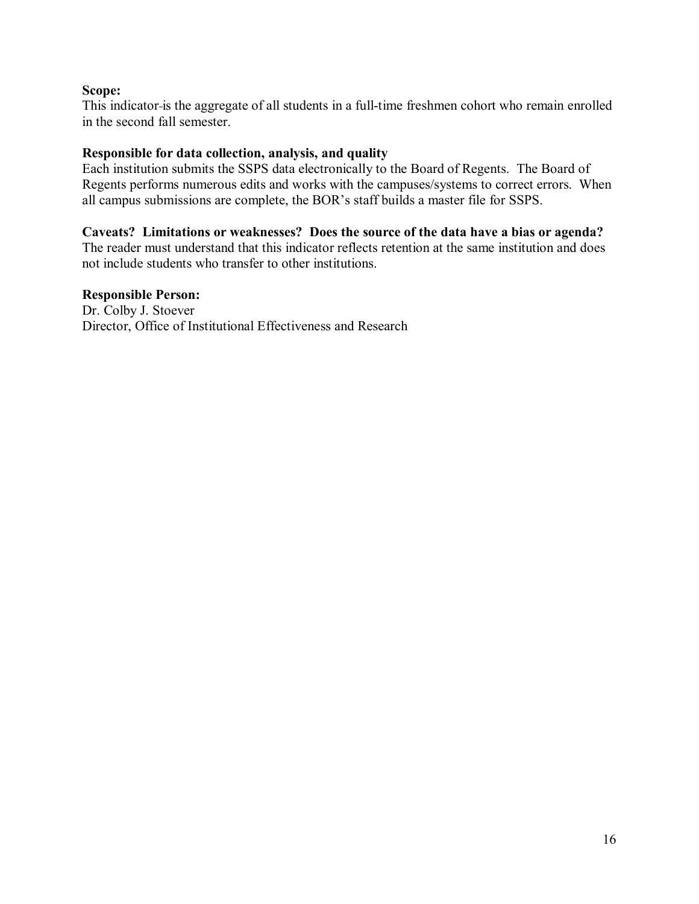**Scope:**
This indicator is the aggregate of all students in a full-time freshmen cohort who remain enrolled in the second fall semester.

**Responsible for data collection, analysis, and quality**
Each institution submits the SSPS data electronically to the Board of Regents. The Board of Regents performs numerous edits and works with the campuses/systems to correct errors. When all campus submissions are complete, the BOR's staff builds a master file for SSPS.

**Caveats? Limitations or weaknesses? Does the source of the data have a bias or agenda?**
The reader must understand that this indicator reflects retention at the same institution and does not include students who transfer to other institutions.

**Responsible Person:**
Dr. Colby J. Stoever
Director, Office of Institutional Effectiveness and Research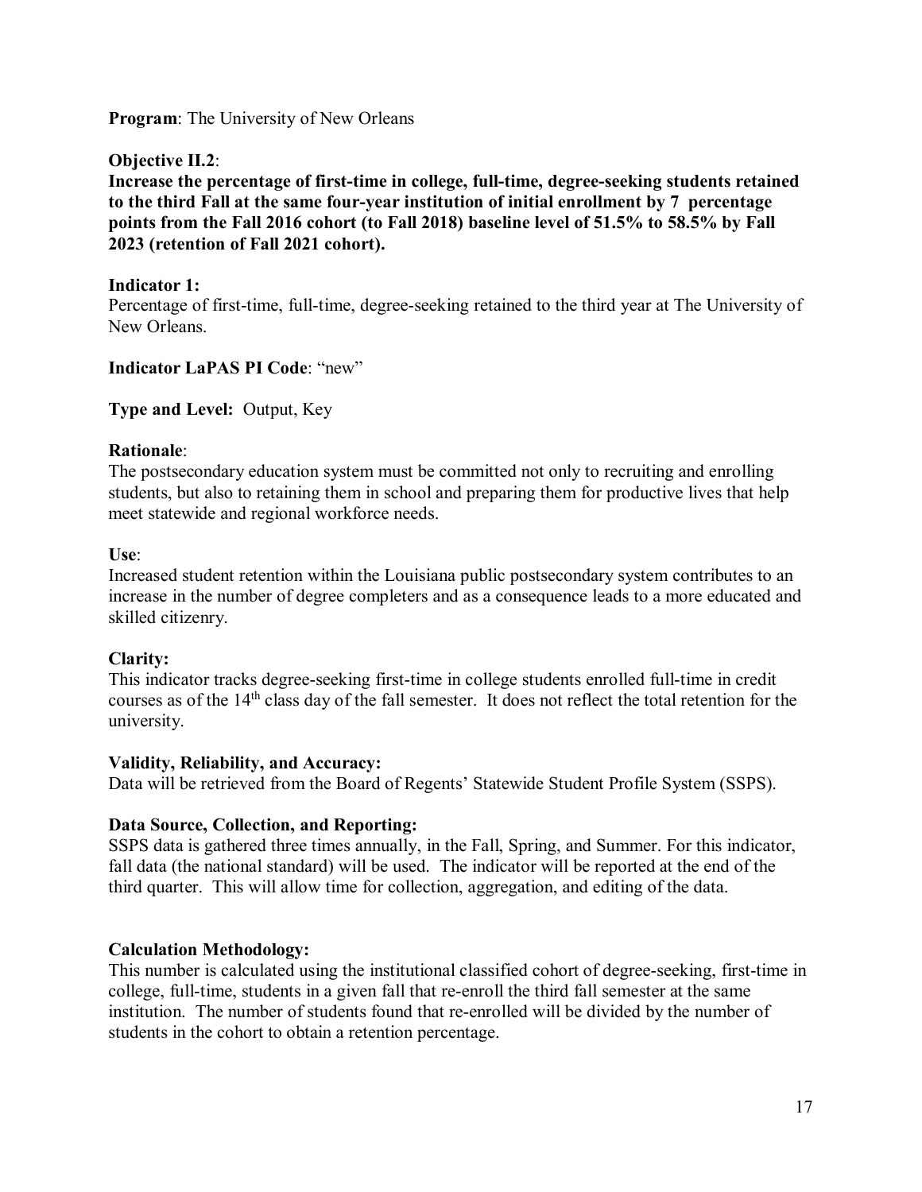**Program**: The University of New Orleans

**Objective II.2**:

**Increase the percentage of first-time in college, full-time, degree-seeking students retained to the third Fall at the same four-year institution of initial enrollment by 7 percentage points from the Fall 2016 cohort (to Fall 2018) baseline level of 51.5% to 58.5% by Fall 2023 (retention of Fall 2021 cohort).**

**Indicator 1:**

Percentage of first-time, full-time, degree-seeking retained to the third year at The University of New Orleans.

**Indicator LaPAS PI Code**: "new"

**Type and Level:** Output, Key

**Rationale**:

The postsecondary education system must be committed not only to recruiting and enrolling students, but also to retaining them in school and preparing them for productive lives that help meet statewide and regional workforce needs.

**Use**:

Increased student retention within the Louisiana public postsecondary system contributes to an increase in the number of degree completers and as a consequence leads to a more educated and skilled citizenry.

**Clarity:**

This indicator tracks degree-seeking first-time in college students enrolled full-time in credit courses as of the 14th class day of the fall semester. It does not reflect the total retention for the university.

**Validity, Reliability, and Accuracy:**

Data will be retrieved from the Board of Regents' Statewide Student Profile System (SSPS).

**Data Source, Collection, and Reporting:**

SSPS data is gathered three times annually, in the Fall, Spring, and Summer. For this indicator, fall data (the national standard) will be used. The indicator will be reported at the end of the third quarter. This will allow time for collection, aggregation, and editing of the data.

**Calculation Methodology:**

This number is calculated using the institutional classified cohort of degree-seeking, first-time in college, full-time, students in a given fall that re-enroll the third fall semester at the same institution. The number of students found that re-enrolled will be divided by the number of students in the cohort to obtain a retention percentage.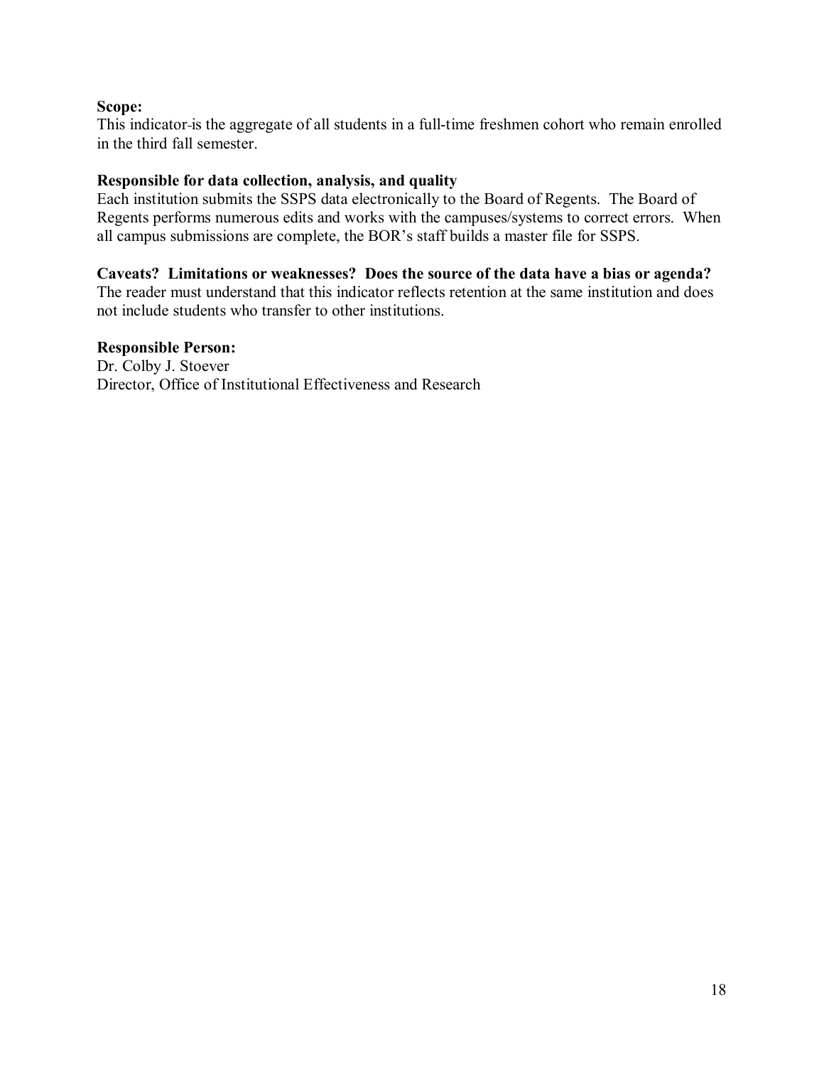**Scope:**
This indicator is the aggregate of all students in a full-time freshmen cohort who remain enrolled in the third fall semester.

**Responsible for data collection, analysis, and quality**
Each institution submits the SSPS data electronically to the Board of Regents. The Board of Regents performs numerous edits and works with the campuses/systems to correct errors. When all campus submissions are complete, the BOR's staff builds a master file for SSPS.

**Caveats? Limitations or weaknesses? Does the source of the data have a bias or agenda?**
The reader must understand that this indicator reflects retention at the same institution and does not include students who transfer to other institutions.

**Responsible Person:**
Dr. Colby J. Stoever
Director, Office of Institutional Effectiveness and Research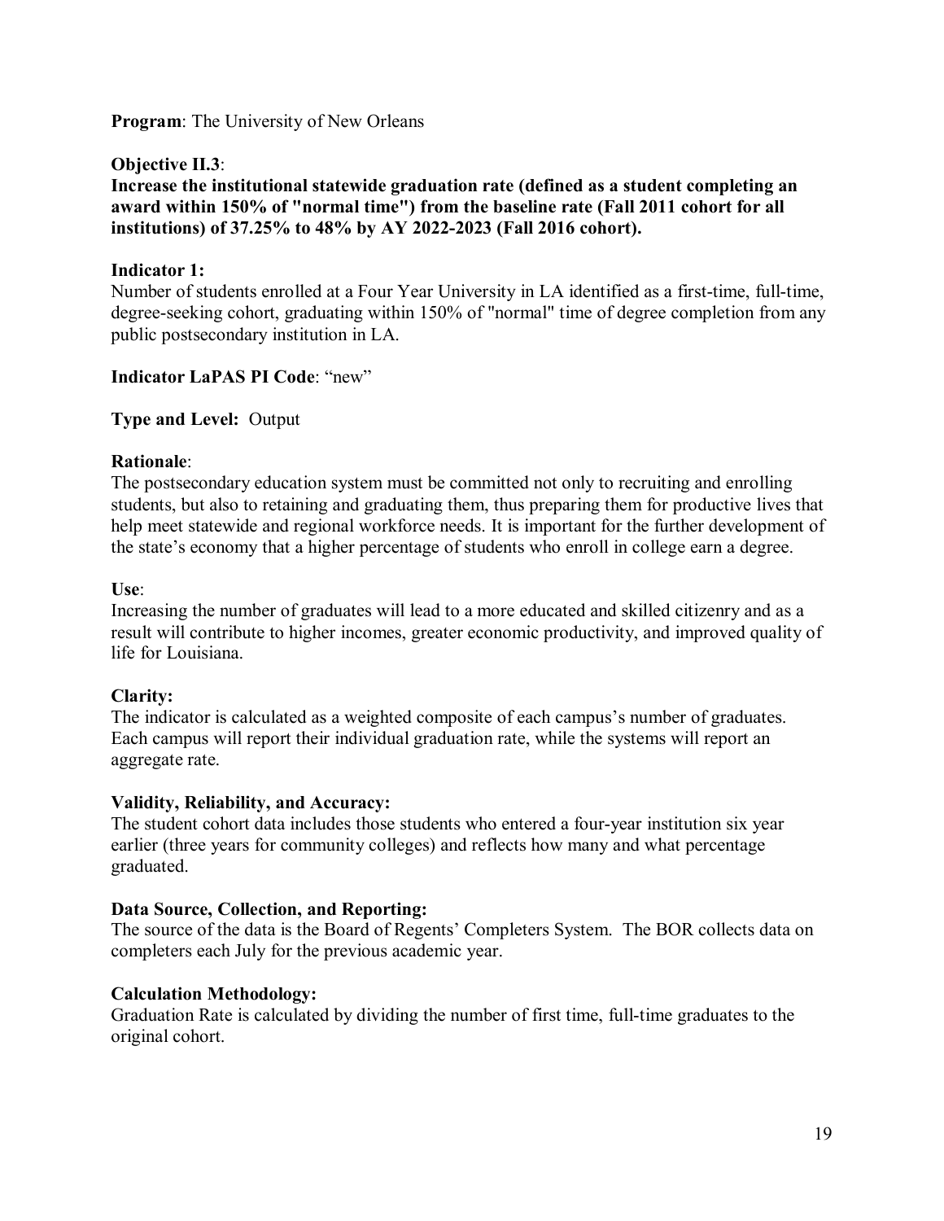**Program**: The University of New Orleans

**Objective II.3**:

**Increase the institutional statewide graduation rate (defined as a student completing an award within 150% of "normal time") from the baseline rate (Fall 2011 cohort for all institutions) of 37.25% to 48% by AY 2022-2023 (Fall 2016 cohort).**

**Indicator 1:**

Number of students enrolled at a Four Year University in LA identified as a first-time, full-time, degree-seeking cohort, graduating within 150% of "normal" time of degree completion from any public postsecondary institution in LA.

**Indicator LaPAS PI Code**: "new"

**Type and Level:** Output

**Rationale**:

The postsecondary education system must be committed not only to recruiting and enrolling students, but also to retaining and graduating them, thus preparing them for productive lives that help meet statewide and regional workforce needs. It is important for the further development of the state's economy that a higher percentage of students who enroll in college earn a degree.

**Use**:

Increasing the number of graduates will lead to a more educated and skilled citizenry and as a result will contribute to higher incomes, greater economic productivity, and improved quality of life for Louisiana.

**Clarity:**

The indicator is calculated as a weighted composite of each campus's number of graduates. Each campus will report their individual graduation rate, while the systems will report an aggregate rate.

**Validity, Reliability, and Accuracy:**

The student cohort data includes those students who entered a four-year institution six year earlier (three years for community colleges) and reflects how many and what percentage graduated.

**Data Source, Collection, and Reporting:**

The source of the data is the Board of Regents' Completers System. The BOR collects data on completers each July for the previous academic year.

**Calculation Methodology:**

Graduation Rate is calculated by dividing the number of first time, full-time graduates to the original cohort.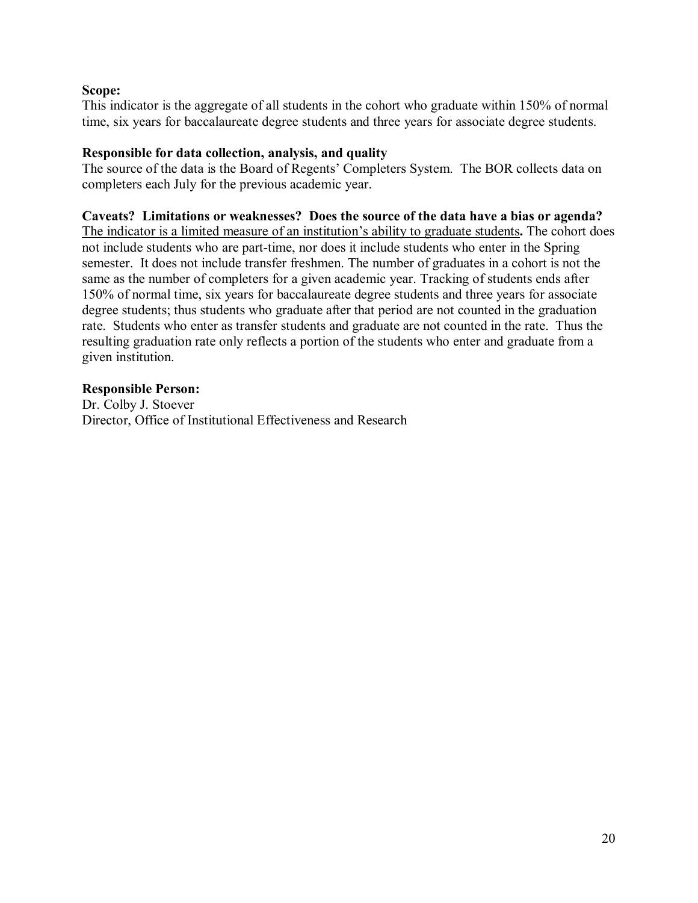**Scope:**
This indicator is the aggregate of all students in the cohort who graduate within 150% of normal time, six years for baccalaureate degree students and three years for associate degree students.

**Responsible for data collection, analysis, and quality**
The source of the data is the Board of Regents' Completers System. The BOR collects data on completers each July for the previous academic year.

**Caveats? Limitations or weaknesses? Does the source of the data have a bias or agenda?**
<u>The indicator is a limited measure of an institution's ability to graduate students</u>**.** The cohort does not include students who are part-time, nor does it include students who enter in the Spring semester. It does not include transfer freshmen. The number of graduates in a cohort is not the same as the number of completers for a given academic year. Tracking of students ends after 150% of normal time, six years for baccalaureate degree students and three years for associate degree students; thus students who graduate after that period are not counted in the graduation rate. Students who enter as transfer students and graduate are not counted in the rate. Thus the resulting graduation rate only reflects a portion of the students who enter and graduate from a given institution.

**Responsible Person:**
Dr. Colby J. Stoever
Director, Office of Institutional Effectiveness and Research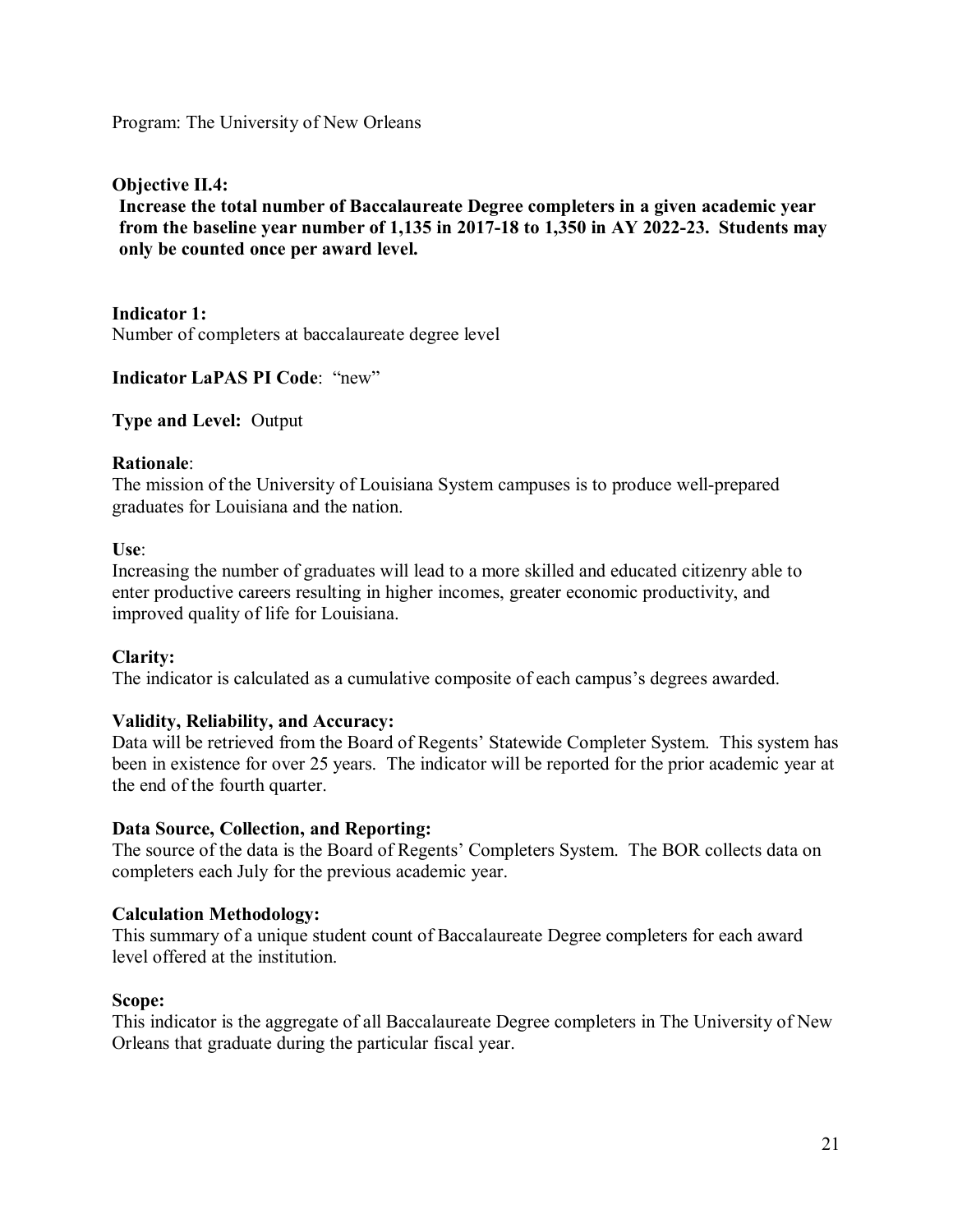Program: The University of New Orleans

**Objective II.4:**

**Increase the total number of Baccalaureate Degree completers in a given academic year from the baseline year number of 1,135 in 2017-18 to 1,350 in AY 2022-23. Students may only be counted once per award level.**

**Indicator 1:**
Number of completers at baccalaureate degree level

**Indicator LaPAS PI Code**: "new"

**Type and Level:** Output

**Rationale**:
The mission of the University of Louisiana System campuses is to produce well-prepared graduates for Louisiana and the nation.

**Use**:
Increasing the number of graduates will lead to a more skilled and educated citizenry able to enter productive careers resulting in higher incomes, greater economic productivity, and improved quality of life for Louisiana.

**Clarity:**
The indicator is calculated as a cumulative composite of each campus's degrees awarded.

**Validity, Reliability, and Accuracy:**
Data will be retrieved from the Board of Regents' Statewide Completer System. This system has been in existence for over 25 years. The indicator will be reported for the prior academic year at the end of the fourth quarter.

**Data Source, Collection, and Reporting:**
The source of the data is the Board of Regents' Completers System. The BOR collects data on completers each July for the previous academic year.

**Calculation Methodology:**
This summary of a unique student count of Baccalaureate Degree completers for each award level offered at the institution.

**Scope:**
This indicator is the aggregate of all Baccalaureate Degree completers in The University of New Orleans that graduate during the particular fiscal year.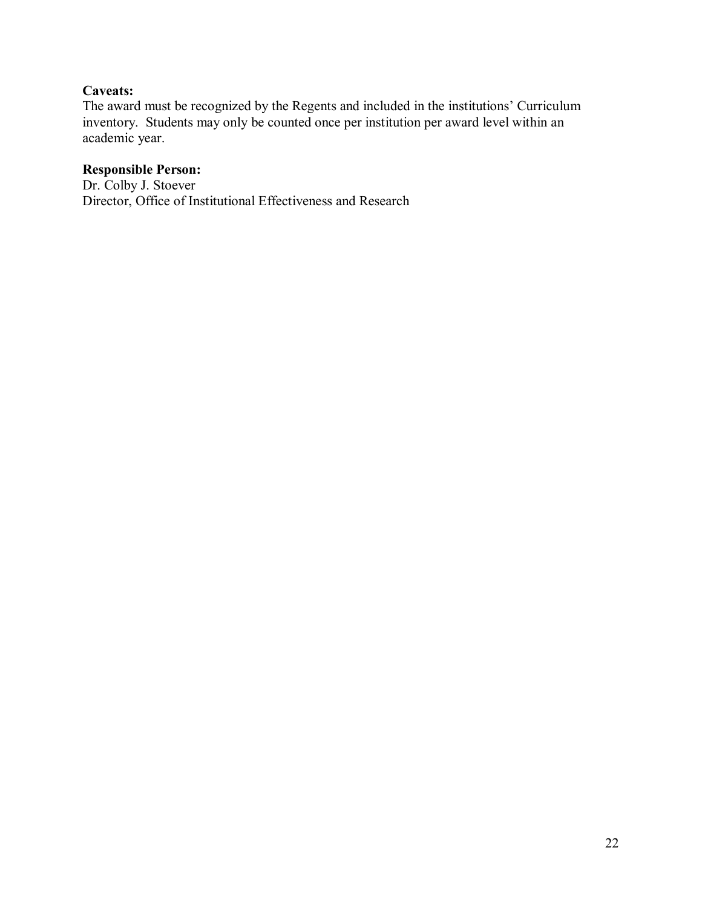**Caveats:**

The award must be recognized by the Regents and included in the institutions' Curriculum inventory. Students may only be counted once per institution per award level within an academic year.

**Responsible Person:**

Dr. Colby J. Stoever
Director, Office of Institutional Effectiveness and Research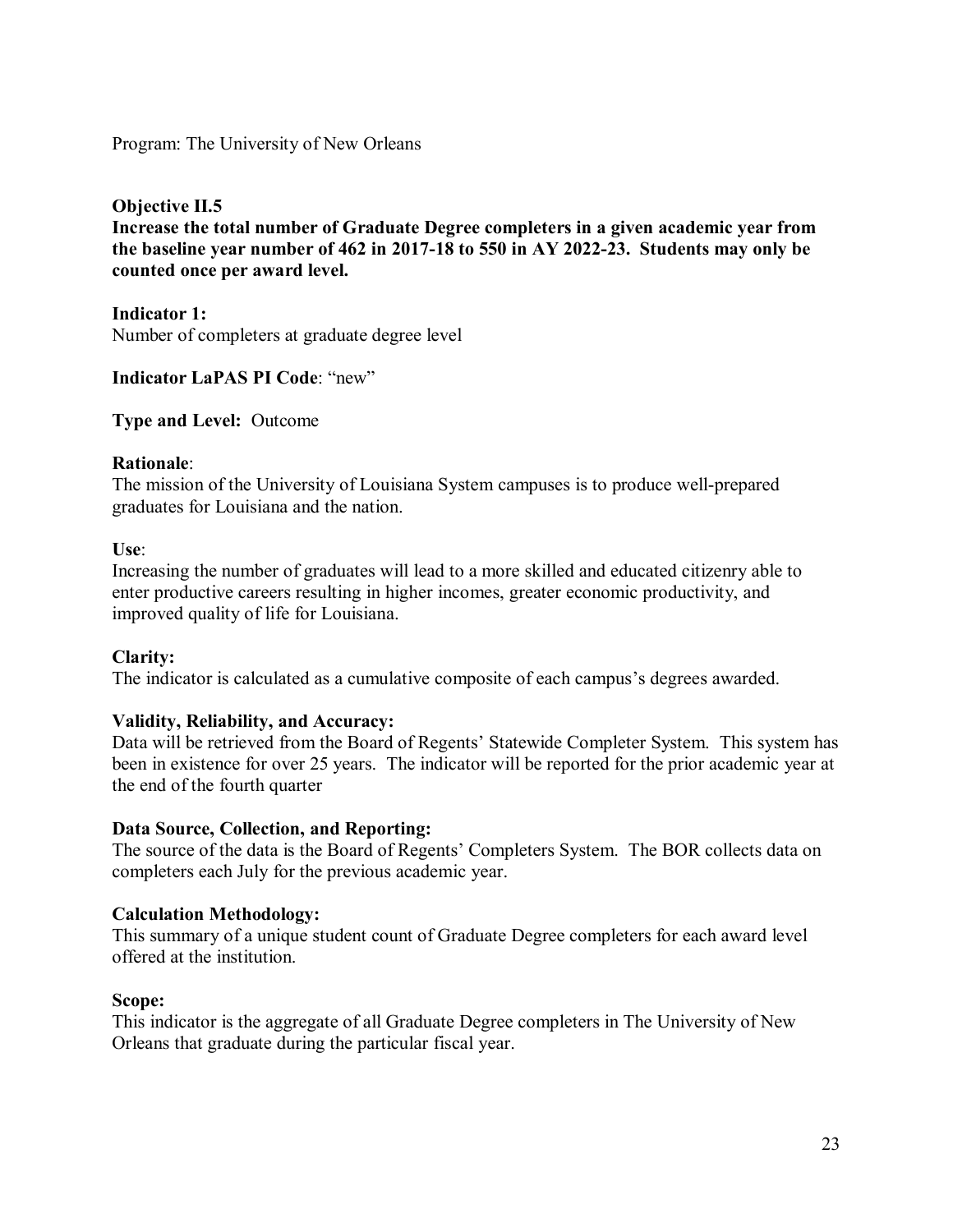Program: The University of New Orleans

**Objective II.5**
**Increase the total number of Graduate Degree completers in a given academic year from the baseline year number of 462 in 2017-18 to 550 in AY 2022-23. Students may only be counted once per award level.**

**Indicator 1:**
Number of completers at graduate degree level

**Indicator LaPAS PI Code**: "new"

**Type and Level:** Outcome

**Rationale**:
The mission of the University of Louisiana System campuses is to produce well-prepared graduates for Louisiana and the nation.

**Use**:
Increasing the number of graduates will lead to a more skilled and educated citizenry able to enter productive careers resulting in higher incomes, greater economic productivity, and improved quality of life for Louisiana.

**Clarity:**
The indicator is calculated as a cumulative composite of each campus's degrees awarded.

**Validity, Reliability, and Accuracy:**
Data will be retrieved from the Board of Regents' Statewide Completer System. This system has been in existence for over 25 years. The indicator will be reported for the prior academic year at the end of the fourth quarter

**Data Source, Collection, and Reporting:**
The source of the data is the Board of Regents' Completers System. The BOR collects data on completers each July for the previous academic year.

**Calculation Methodology:**
This summary of a unique student count of Graduate Degree completers for each award level offered at the institution.

**Scope:**
This indicator is the aggregate of all Graduate Degree completers in The University of New Orleans that graduate during the particular fiscal year.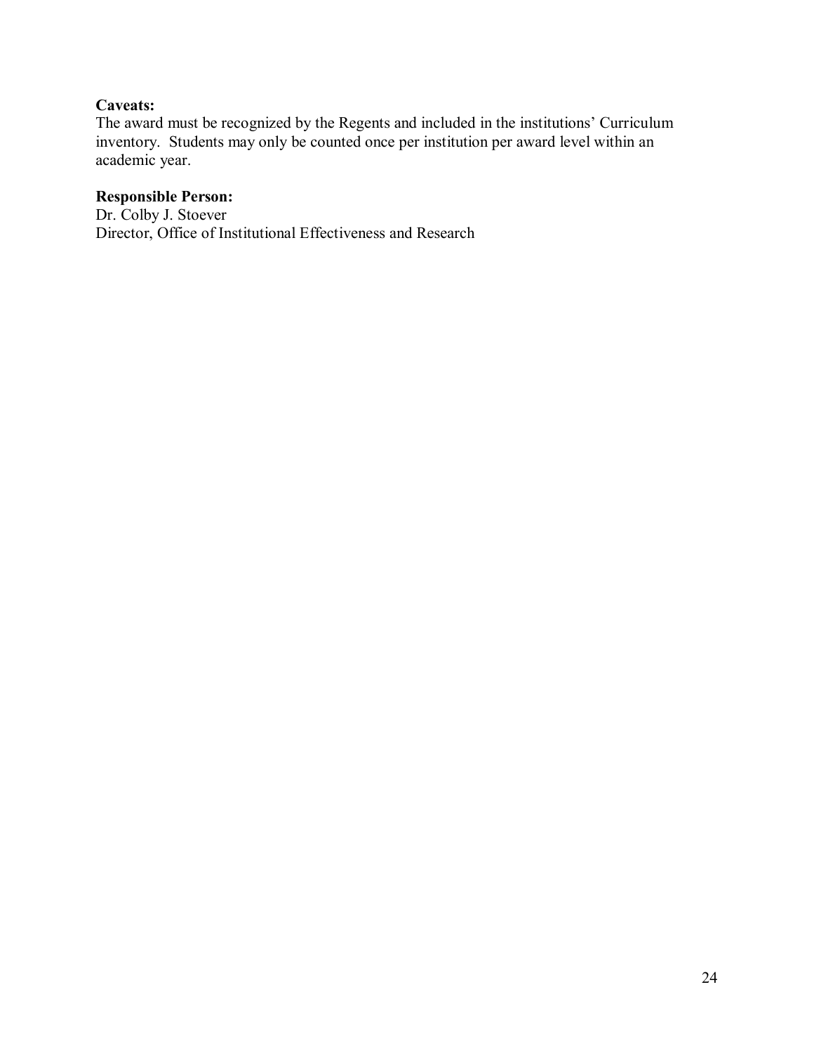**Caveats:**
The award must be recognized by the Regents and included in the institutions' Curriculum inventory. Students may only be counted once per institution per award level within an academic year.

**Responsible Person:**
Dr. Colby J. Stoever
Director, Office of Institutional Effectiveness and Research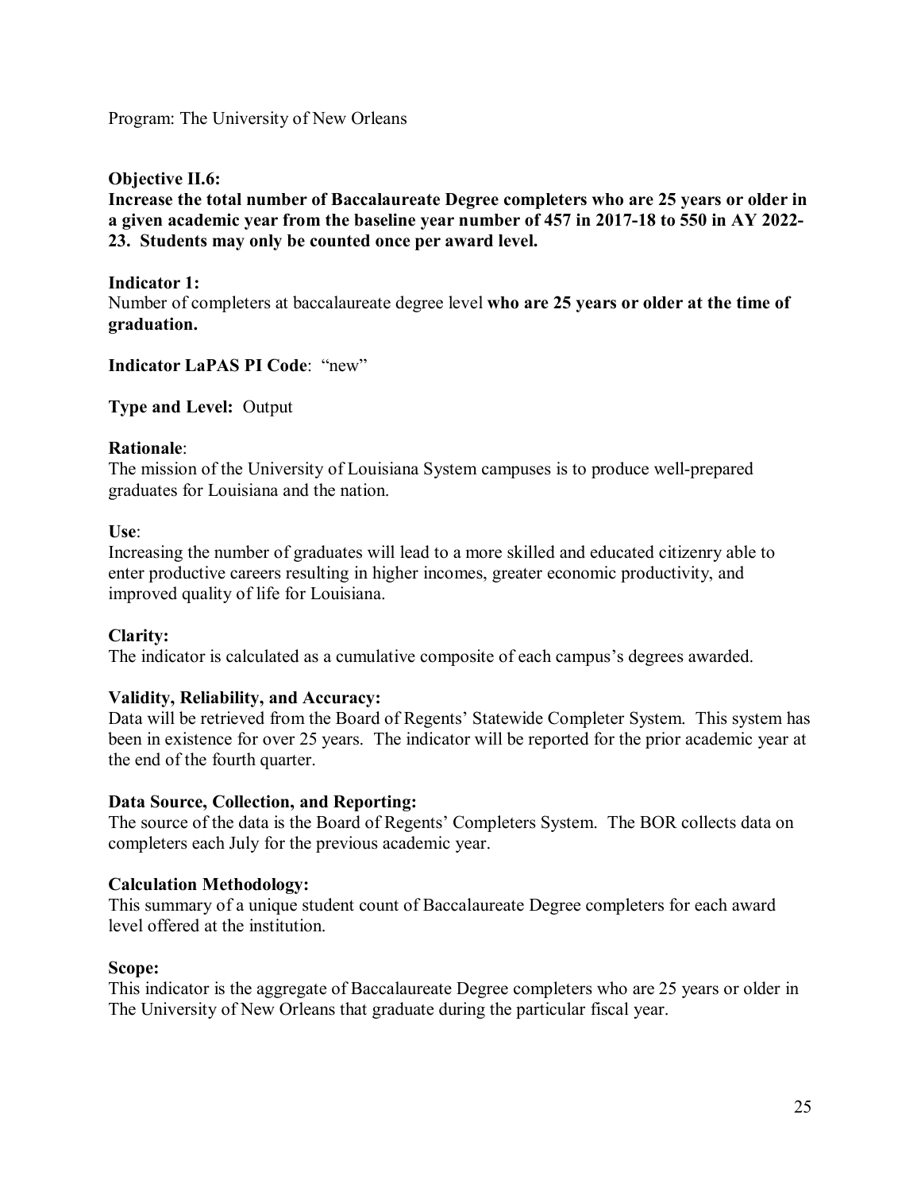Program: The University of New Orleans

**Objective II.6:**
**Increase the total number of Baccalaureate Degree completers who are 25 years or older in a given academic year from the baseline year number of 457 in 2017-18 to 550 in AY 2022-23. Students may only be counted once per award level.**

**Indicator 1:**
Number of completers at baccalaureate degree level **who are 25 years or older at the time of graduation.**

**Indicator LaPAS PI Code**: "new"

**Type and Level:** Output

**Rationale**:
The mission of the University of Louisiana System campuses is to produce well-prepared graduates for Louisiana and the nation.

**Use**:
Increasing the number of graduates will lead to a more skilled and educated citizenry able to enter productive careers resulting in higher incomes, greater economic productivity, and improved quality of life for Louisiana.

**Clarity:**
The indicator is calculated as a cumulative composite of each campus's degrees awarded.

**Validity, Reliability, and Accuracy:**
Data will be retrieved from the Board of Regents' Statewide Completer System. This system has been in existence for over 25 years. The indicator will be reported for the prior academic year at the end of the fourth quarter.

**Data Source, Collection, and Reporting:**
The source of the data is the Board of Regents' Completers System. The BOR collects data on completers each July for the previous academic year.

**Calculation Methodology:**
This summary of a unique student count of Baccalaureate Degree completers for each award level offered at the institution.

**Scope:**
This indicator is the aggregate of Baccalaureate Degree completers who are 25 years or older in The University of New Orleans that graduate during the particular fiscal year.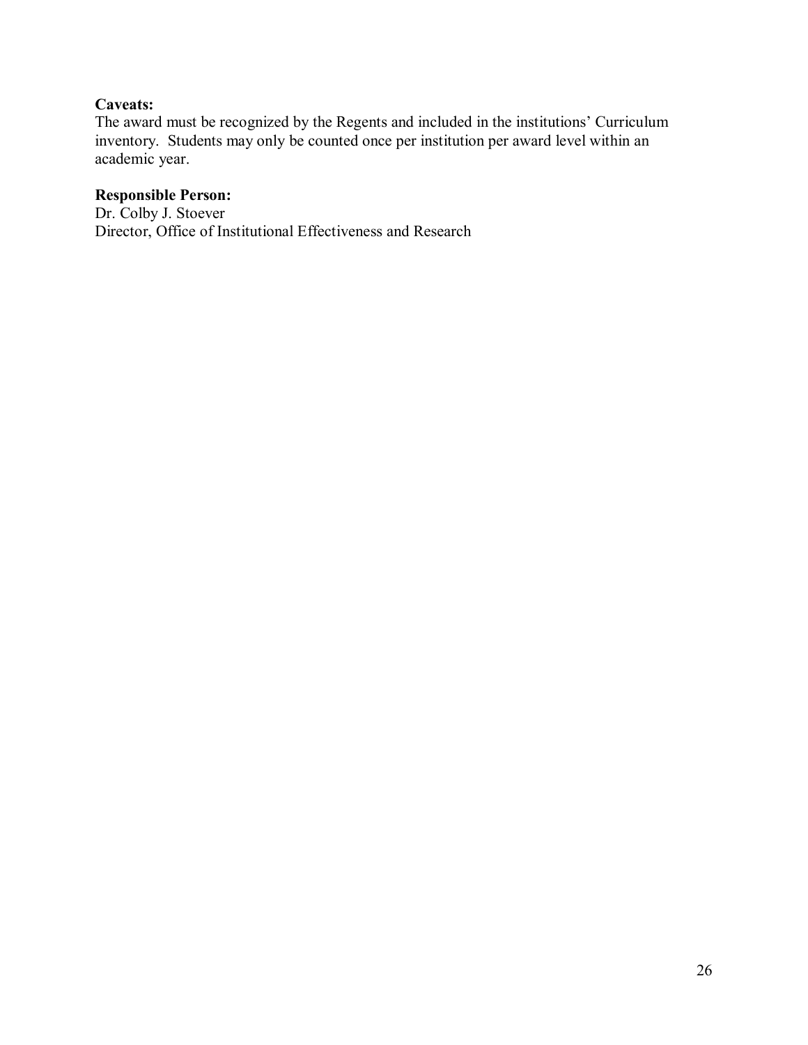**Caveats:**
The award must be recognized by the Regents and included in the institutions' Curriculum inventory. Students may only be counted once per institution per award level within an academic year.

**Responsible Person:**
Dr. Colby J. Stoever
Director, Office of Institutional Effectiveness and Research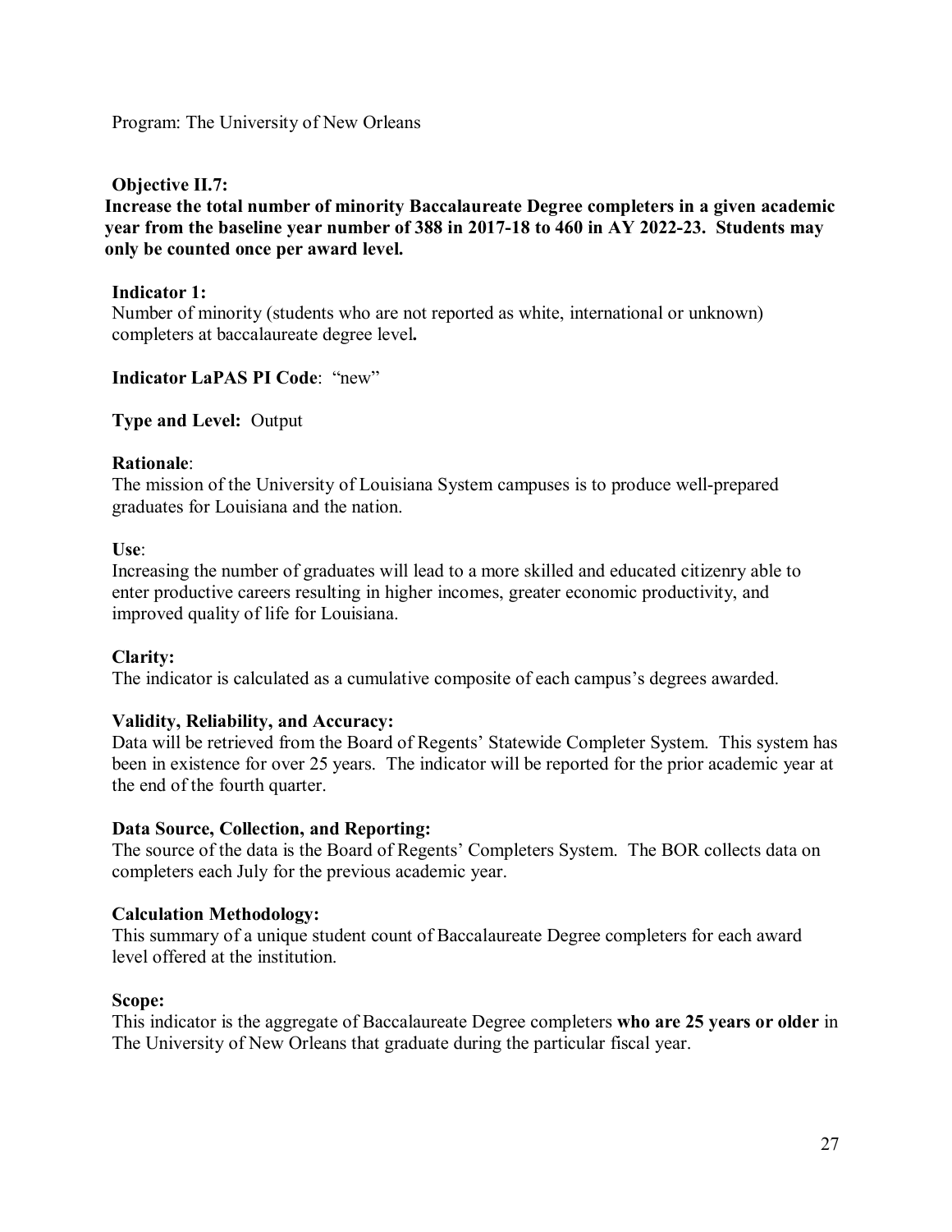Program: The University of New Orleans

**Objective II.7:**

**Increase the total number of minority Baccalaureate Degree completers in a given academic year from the baseline year number of 388 in 2017-18 to 460 in AY 2022-23. Students may only be counted once per award level.**

**Indicator 1:**
Number of minority (students who are not reported as white, international or unknown) completers at baccalaureate degree level**.**

**Indicator LaPAS PI Code**: "new"

**Type and Level:** Output

**Rationale**:
The mission of the University of Louisiana System campuses is to produce well-prepared graduates for Louisiana and the nation.

**Use**:
Increasing the number of graduates will lead to a more skilled and educated citizenry able to enter productive careers resulting in higher incomes, greater economic productivity, and improved quality of life for Louisiana.

**Clarity:**
The indicator is calculated as a cumulative composite of each campus's degrees awarded.

**Validity, Reliability, and Accuracy:**
Data will be retrieved from the Board of Regents' Statewide Completer System. This system has been in existence for over 25 years. The indicator will be reported for the prior academic year at the end of the fourth quarter.

**Data Source, Collection, and Reporting:**
The source of the data is the Board of Regents' Completers System. The BOR collects data on completers each July for the previous academic year.

**Calculation Methodology:**
This summary of a unique student count of Baccalaureate Degree completers for each award level offered at the institution.

**Scope:**
This indicator is the aggregate of Baccalaureate Degree completers **who are 25 years or older** in The University of New Orleans that graduate during the particular fiscal year.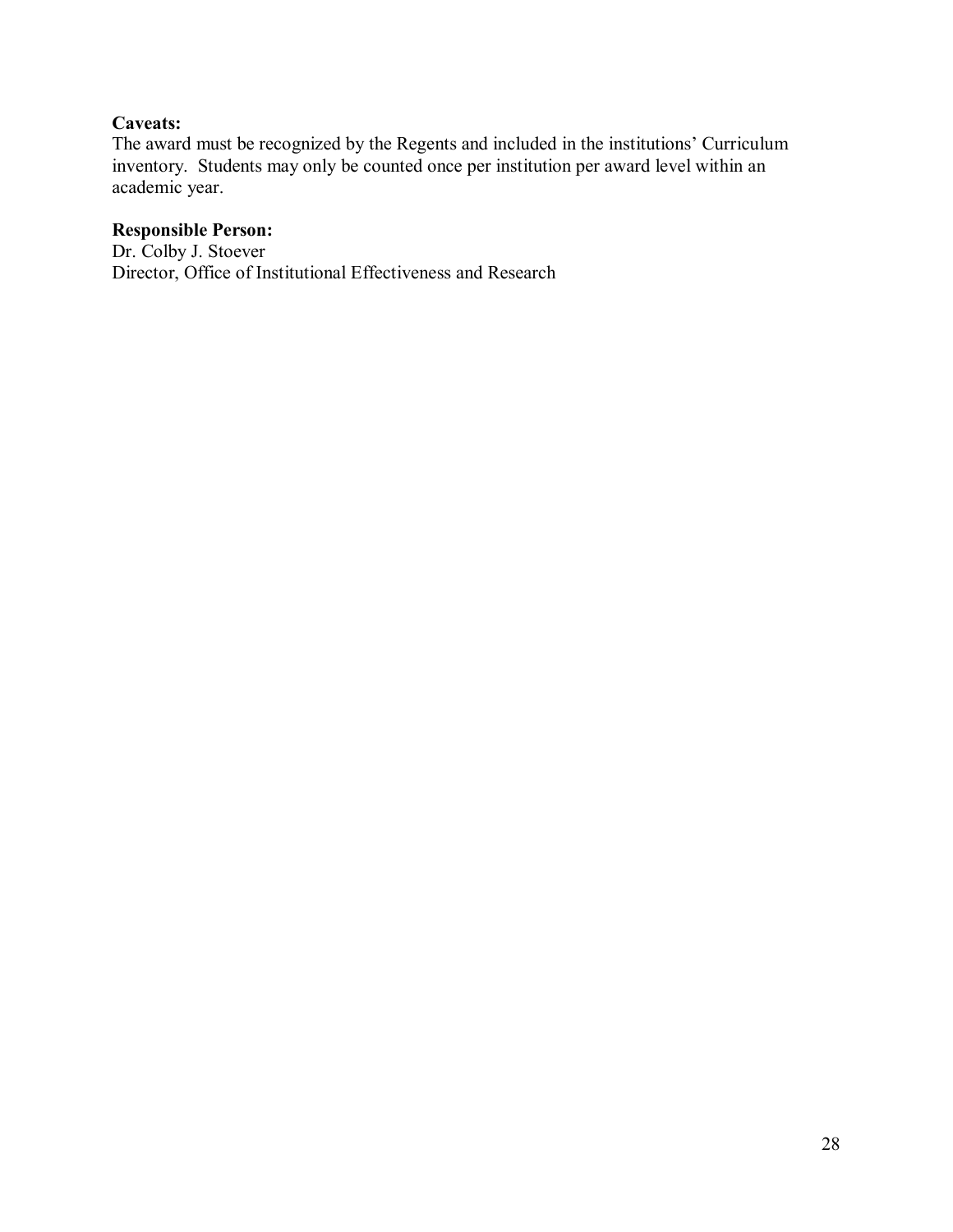**Caveats:**
The award must be recognized by the Regents and included in the institutions' Curriculum inventory. Students may only be counted once per institution per award level within an academic year.

**Responsible Person:**
Dr. Colby J. Stoever
Director, Office of Institutional Effectiveness and Research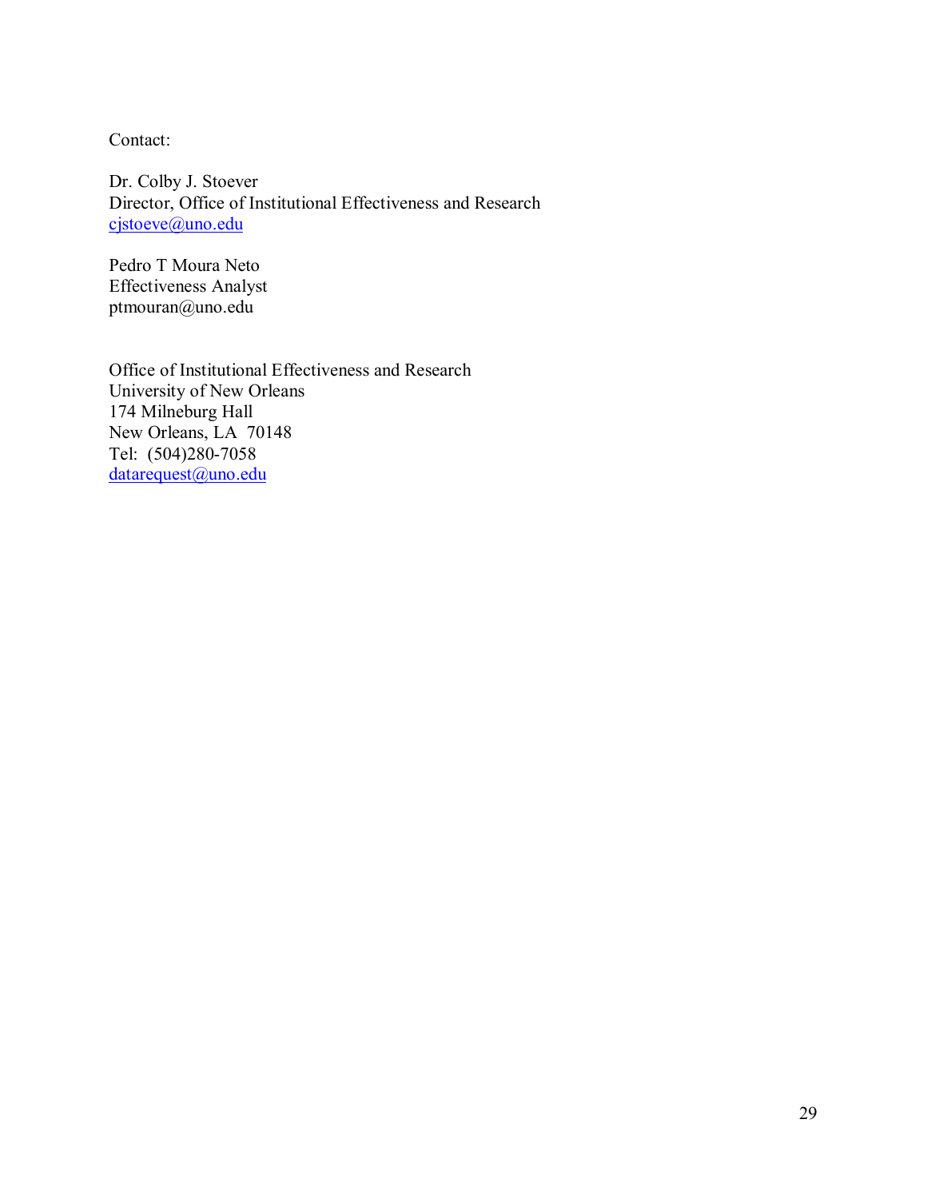Contact:

Dr. Colby J. Stoever  
Director, Office of Institutional Effectiveness and Research  
cjstoeve@uno.edu

Pedro T Moura Neto  
Effectiveness Analyst  
ptmouran@uno.edu

Office of Institutional Effectiveness and Research  
University of New Orleans  
174 Milneburg Hall  
New Orleans, LA 70148  
Tel: (504)280-7058  
datarequest@uno.edu